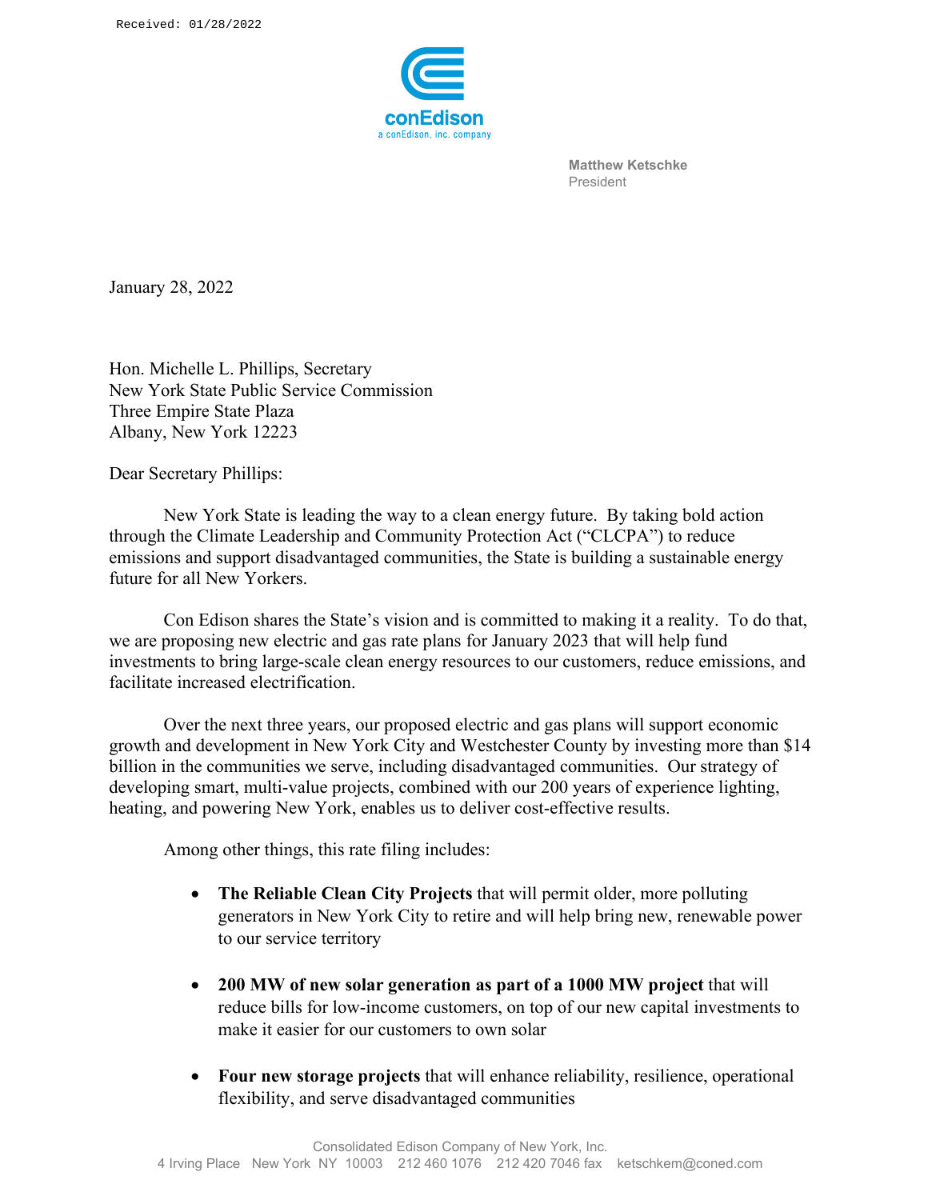Received: 01/28/2022

conEdison
a conEdison, inc. company

**Matthew Ketschke**
President

January 28, 2022

Hon. Michelle L. Phillips, Secretary
New York State Public Service Commission
Three Empire State Plaza
Albany, New York 12223

Dear Secretary Phillips:

New York State is leading the way to a clean energy future. By taking bold action through the Climate Leadership and Community Protection Act ("CLCPA") to reduce emissions and support disadvantaged communities, the State is building a sustainable energy future for all New Yorkers.

Con Edison shares the State's vision and is committed to making it a reality. To do that, we are proposing new electric and gas rate plans for January 2023 that will help fund investments to bring large-scale clean energy resources to our customers, reduce emissions, and facilitate increased electrification.

Over the next three years, our proposed electric and gas plans will support economic growth and development in New York City and Westchester County by investing more than $14 billion in the communities we serve, including disadvantaged communities. Our strategy of developing smart, multi-value projects, combined with our 200 years of experience lighting, heating, and powering New York, enables us to deliver cost-effective results.

Among other things, this rate filing includes:

- **The Reliable Clean City Projects** that will permit older, more polluting generators in New York City to retire and will help bring new, renewable power to our service territory
- **200 MW of new solar generation as part of a 1000 MW project** that will reduce bills for low-income customers, on top of our new capital investments to make it easier for our customers to own solar
- **Four new storage projects** that will enhance reliability, resilience, operational flexibility, and serve disadvantaged communities

Consolidated Edison Company of New York, Inc.
4 Irving Place New York NY 10003 212 460 1076 212 420 7046 fax ketschkem@coned.com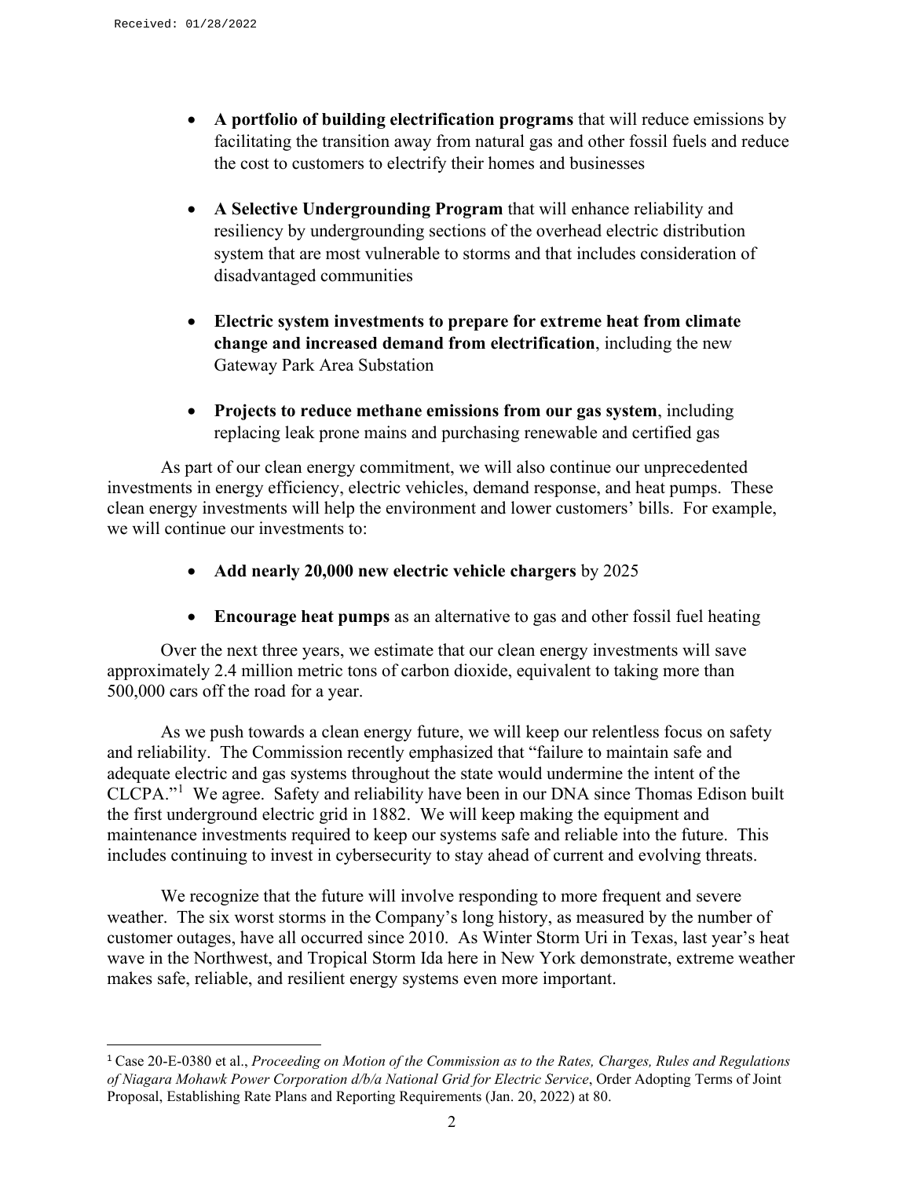- **A portfolio of building electrification programs** that will reduce emissions by facilitating the transition away from natural gas and other fossil fuels and reduce the cost to customers to electrify their homes and businesses

- **A Selective Undergrounding Program** that will enhance reliability and resiliency by undergrounding sections of the overhead electric distribution system that are most vulnerable to storms and that includes consideration of disadvantaged communities

- **Electric system investments to prepare for extreme heat from climate change and increased demand from electrification**, including the new Gateway Park Area Substation

- **Projects to reduce methane emissions from our gas system**, including replacing leak prone mains and purchasing renewable and certified gas

As part of our clean energy commitment, we will also continue our unprecedented investments in energy efficiency, electric vehicles, demand response, and heat pumps. These clean energy investments will help the environment and lower customers' bills. For example, we will continue our investments to:

- **Add nearly 20,000 new electric vehicle chargers** by 2025

- **Encourage heat pumps** as an alternative to gas and other fossil fuel heating

Over the next three years, we estimate that our clean energy investments will save approximately 2.4 million metric tons of carbon dioxide, equivalent to taking more than 500,000 cars off the road for a year.

As we push towards a clean energy future, we will keep our relentless focus on safety and reliability. The Commission recently emphasized that "failure to maintain safe and adequate electric and gas systems throughout the state would undermine the intent of the CLCPA."[1] We agree. Safety and reliability have been in our DNA since Thomas Edison built the first underground electric grid in 1882. We will keep making the equipment and maintenance investments required to keep our systems safe and reliable into the future. This includes continuing to invest in cybersecurity to stay ahead of current and evolving threats.

We recognize that the future will involve responding to more frequent and severe weather. The six worst storms in the Company's long history, as measured by the number of customer outages, have all occurred since 2010. As Winter Storm Uri in Texas, last year's heat wave in the Northwest, and Tropical Storm Ida here in New York demonstrate, extreme weather makes safe, reliable, and resilient energy systems even more important.

[1] Case 20-E-0380 et al., *Proceeding on Motion of the Commission as to the Rates, Charges, Rules and Regulations of Niagara Mohawk Power Corporation d/b/a National Grid for Electric Service*, Order Adopting Terms of Joint Proposal, Establishing Rate Plans and Reporting Requirements (Jan. 20, 2022) at 80.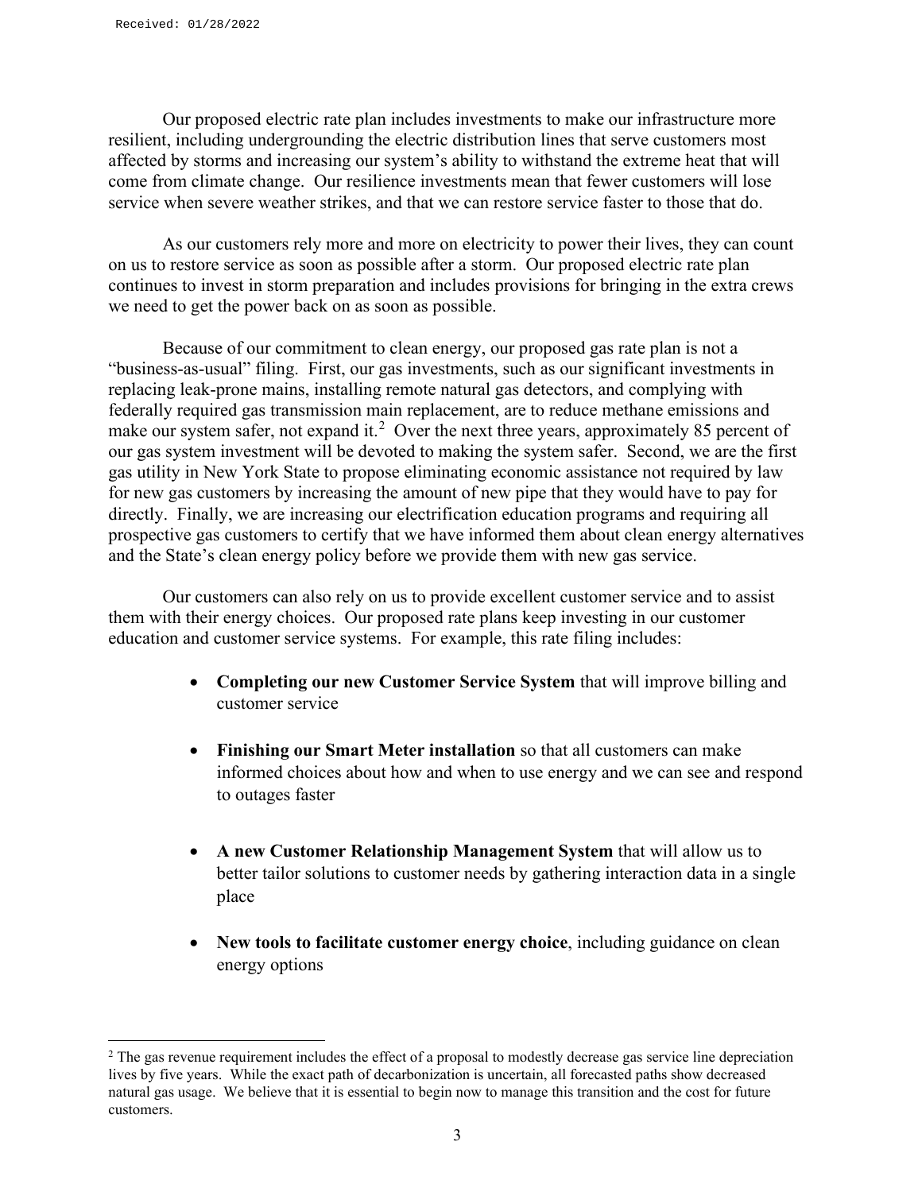Our proposed electric rate plan includes investments to make our infrastructure more resilient, including undergrounding the electric distribution lines that serve customers most affected by storms and increasing our system's ability to withstand the extreme heat that will come from climate change. Our resilience investments mean that fewer customers will lose service when severe weather strikes, and that we can restore service faster to those that do.

As our customers rely more and more on electricity to power their lives, they can count on us to restore service as soon as possible after a storm. Our proposed electric rate plan continues to invest in storm preparation and includes provisions for bringing in the extra crews we need to get the power back on as soon as possible.

Because of our commitment to clean energy, our proposed gas rate plan is not a "business-as-usual" filing. First, our gas investments, such as our significant investments in replacing leak-prone mains, installing remote natural gas detectors, and complying with federally required gas transmission main replacement, are to reduce methane emissions and make our system safer, not expand it.[2] Over the next three years, approximately 85 percent of our gas system investment will be devoted to making the system safer. Second, we are the first gas utility in New York State to propose eliminating economic assistance not required by law for new gas customers by increasing the amount of new pipe that they would have to pay for directly. Finally, we are increasing our electrification education programs and requiring all prospective gas customers to certify that we have informed them about clean energy alternatives and the State's clean energy policy before we provide them with new gas service.

Our customers can also rely on us to provide excellent customer service and to assist them with their energy choices. Our proposed rate plans keep investing in our customer education and customer service systems. For example, this rate filing includes:

- **Completing our new Customer Service System** that will improve billing and customer service
- **Finishing our Smart Meter installation** so that all customers can make informed choices about how and when to use energy and we can see and respond to outages faster
- **A new Customer Relationship Management System** that will allow us to better tailor solutions to customer needs by gathering interaction data in a single place
- **New tools to facilitate customer energy choice**, including guidance on clean energy options

---

[2] The gas revenue requirement includes the effect of a proposal to modestly decrease gas service line depreciation lives by five years. While the exact path of decarbonization is uncertain, all forecasted paths show decreased natural gas usage. We believe that it is essential to begin now to manage this transition and the cost for future customers.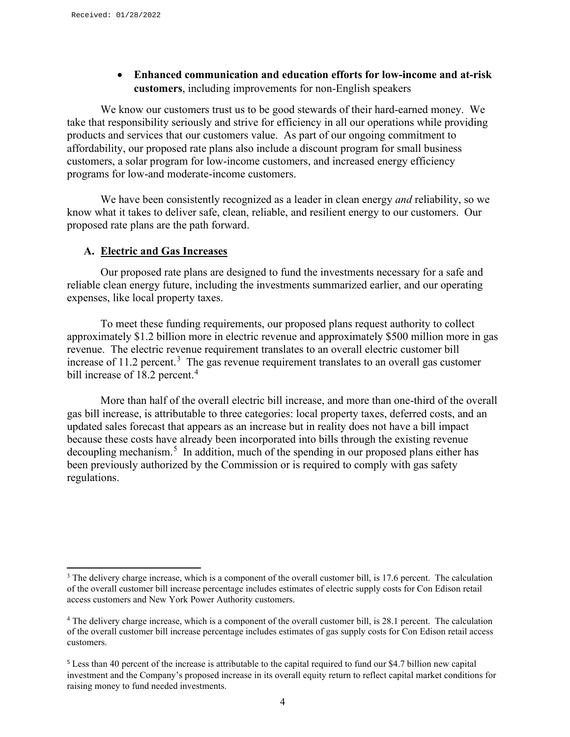- **Enhanced communication and education efforts for low-income and at-risk customers**, including improvements for non-English speakers

We know our customers trust us to be good stewards of their hard-earned money. We take that responsibility seriously and strive for efficiency in all our operations while providing products and services that our customers value. As part of our ongoing commitment to affordability, our proposed rate plans also include a discount program for small business customers, a solar program for low-income customers, and increased energy efficiency programs for low-and moderate-income customers.

We have been consistently recognized as a leader in clean energy *and* reliability, so we know what it takes to deliver safe, clean, reliable, and resilient energy to our customers. Our proposed rate plans are the path forward.

### A. Electric and Gas Increases

Our proposed rate plans are designed to fund the investments necessary for a safe and reliable clean energy future, including the investments summarized earlier, and our operating expenses, like local property taxes.

To meet these funding requirements, our proposed plans request authority to collect approximately $1.2 billion more in electric revenue and approximately $500 million more in gas revenue. The electric revenue requirement translates to an overall electric customer bill increase of 11.2 percent.[3] The gas revenue requirement translates to an overall gas customer bill increase of 18.2 percent.[4]

More than half of the overall electric bill increase, and more than one-third of the overall gas bill increase, is attributable to three categories: local property taxes, deferred costs, and an updated sales forecast that appears as an increase but in reality does not have a bill impact because these costs have already been incorporated into bills through the existing revenue decoupling mechanism.[5] In addition, much of the spending in our proposed plans either has been previously authorized by the Commission or is required to comply with gas safety regulations.

---

[3] The delivery charge increase, which is a component of the overall customer bill, is 17.6 percent. The calculation of the overall customer bill increase percentage includes estimates of electric supply costs for Con Edison retail access customers and New York Power Authority customers.

[4] The delivery charge increase, which is a component of the overall customer bill, is 28.1 percent. The calculation of the overall customer bill increase percentage includes estimates of gas supply costs for Con Edison retail access customers.

[5] Less than 40 percent of the increase is attributable to the capital required to fund our $4.7 billion new capital investment and the Company's proposed increase in its overall equity return to reflect capital market conditions for raising money to fund needed investments.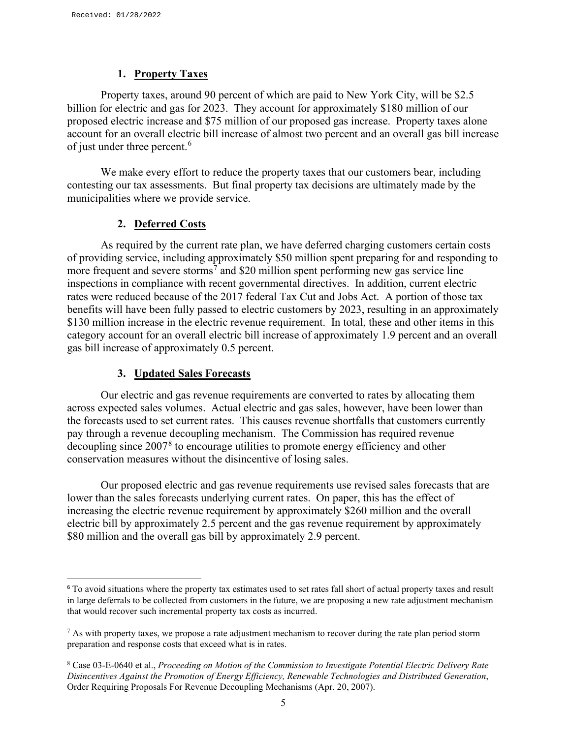### 1. **Property Taxes**

Property taxes, around 90 percent of which are paid to New York City, will be $2.5 billion for electric and gas for 2023. They account for approximately $180 million of our proposed electric increase and $75 million of our proposed gas increase. Property taxes alone account for an overall electric bill increase of almost two percent and an overall gas bill increase of just under three percent.[6]

We make every effort to reduce the property taxes that our customers bear, including contesting our tax assessments. But final property tax decisions are ultimately made by the municipalities where we provide service.

### 2. **Deferred Costs**

As required by the current rate plan, we have deferred charging customers certain costs of providing service, including approximately $50 million spent preparing for and responding to more frequent and severe storms[7] and $20 million spent performing new gas service line inspections in compliance with recent governmental directives. In addition, current electric rates were reduced because of the 2017 federal Tax Cut and Jobs Act. A portion of those tax benefits will have been fully passed to electric customers by 2023, resulting in an approximately $130 million increase in the electric revenue requirement. In total, these and other items in this category account for an overall electric bill increase of approximately 1.9 percent and an overall gas bill increase of approximately 0.5 percent.

### 3. **Updated Sales Forecasts**

Our electric and gas revenue requirements are converted to rates by allocating them across expected sales volumes. Actual electric and gas sales, however, have been lower than the forecasts used to set current rates. This causes revenue shortfalls that customers currently pay through a revenue decoupling mechanism. The Commission has required revenue decoupling since 2007[8] to encourage utilities to promote energy efficiency and other conservation measures without the disincentive of losing sales.

Our proposed electric and gas revenue requirements use revised sales forecasts that are lower than the sales forecasts underlying current rates. On paper, this has the effect of increasing the electric revenue requirement by approximately $260 million and the overall electric bill by approximately 2.5 percent and the gas revenue requirement by approximately $80 million and the overall gas bill by approximately 2.9 percent.

---

[6] To avoid situations where the property tax estimates used to set rates fall short of actual property taxes and result in large deferrals to be collected from customers in the future, we are proposing a new rate adjustment mechanism that would recover such incremental property tax costs as incurred.

[7] As with property taxes, we propose a rate adjustment mechanism to recover during the rate plan period storm preparation and response costs that exceed what is in rates.

[8] Case 03-E-0640 et al., *Proceeding on Motion of the Commission to Investigate Potential Electric Delivery Rate Disincentives Against the Promotion of Energy Efficiency, Renewable Technologies and Distributed Generation*, Order Requiring Proposals For Revenue Decoupling Mechanisms (Apr. 20, 2007).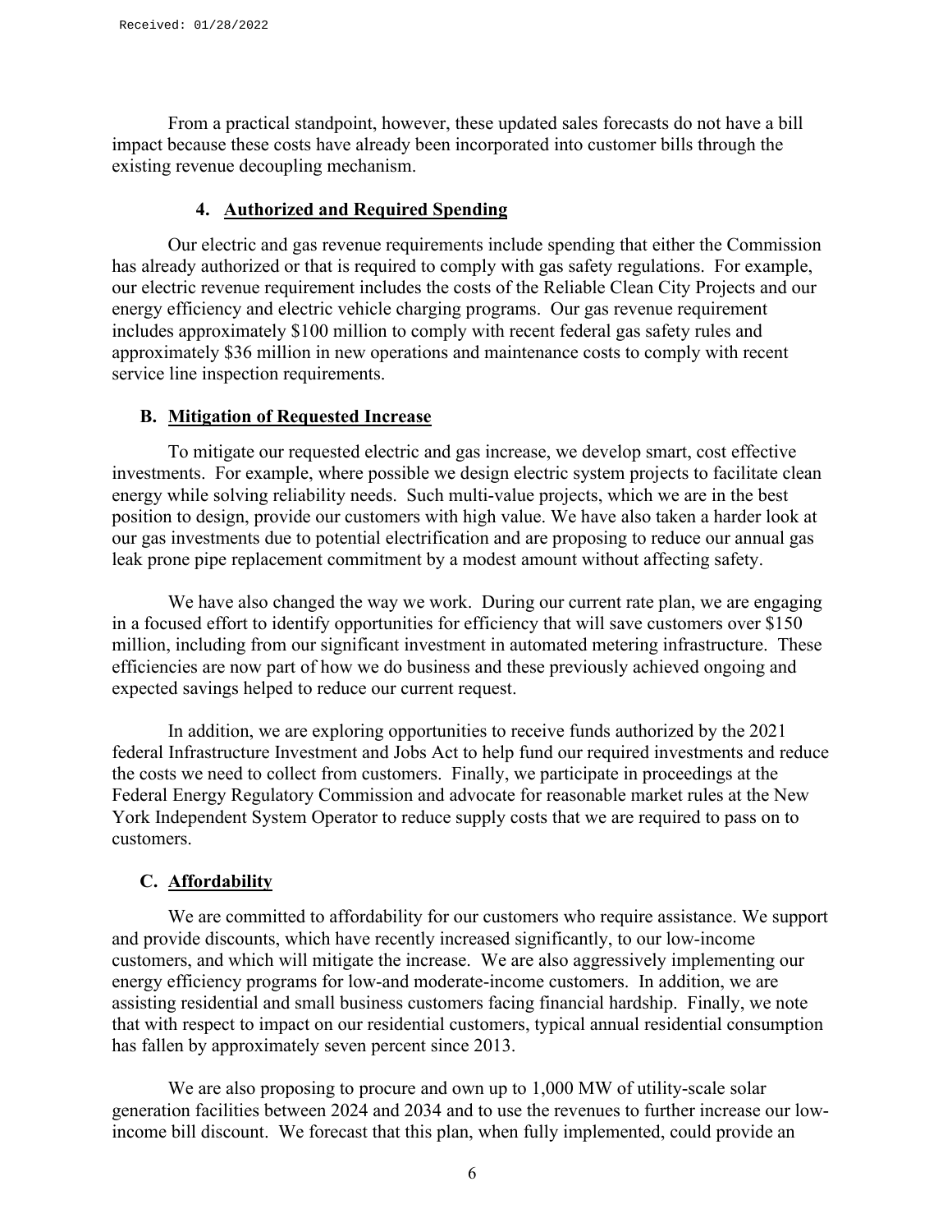From a practical standpoint, however, these updated sales forecasts do not have a bill impact because these costs have already been incorporated into customer bills through the existing revenue decoupling mechanism.

#### 4. Authorized and Required Spending

Our electric and gas revenue requirements include spending that either the Commission has already authorized or that is required to comply with gas safety regulations. For example, our electric revenue requirement includes the costs of the Reliable Clean City Projects and our energy efficiency and electric vehicle charging programs. Our gas revenue requirement includes approximately $100 million to comply with recent federal gas safety rules and approximately $36 million in new operations and maintenance costs to comply with recent service line inspection requirements.

### B. Mitigation of Requested Increase

To mitigate our requested electric and gas increase, we develop smart, cost effective investments. For example, where possible we design electric system projects to facilitate clean energy while solving reliability needs. Such multi-value projects, which we are in the best position to design, provide our customers with high value. We have also taken a harder look at our gas investments due to potential electrification and are proposing to reduce our annual gas leak prone pipe replacement commitment by a modest amount without affecting safety.

We have also changed the way we work. During our current rate plan, we are engaging in a focused effort to identify opportunities for efficiency that will save customers over $150 million, including from our significant investment in automated metering infrastructure. These efficiencies are now part of how we do business and these previously achieved ongoing and expected savings helped to reduce our current request.

In addition, we are exploring opportunities to receive funds authorized by the 2021 federal Infrastructure Investment and Jobs Act to help fund our required investments and reduce the costs we need to collect from customers. Finally, we participate in proceedings at the Federal Energy Regulatory Commission and advocate for reasonable market rules at the New York Independent System Operator to reduce supply costs that we are required to pass on to customers.

### C. Affordability

We are committed to affordability for our customers who require assistance. We support and provide discounts, which have recently increased significantly, to our low-income customers, and which will mitigate the increase. We are also aggressively implementing our energy efficiency programs for low-and moderate-income customers. In addition, we are assisting residential and small business customers facing financial hardship. Finally, we note that with respect to impact on our residential customers, typical annual residential consumption has fallen by approximately seven percent since 2013.

We are also proposing to procure and own up to 1,000 MW of utility-scale solar generation facilities between 2024 and 2034 and to use the revenues to further increase our low-income bill discount. We forecast that this plan, when fully implemented, could provide an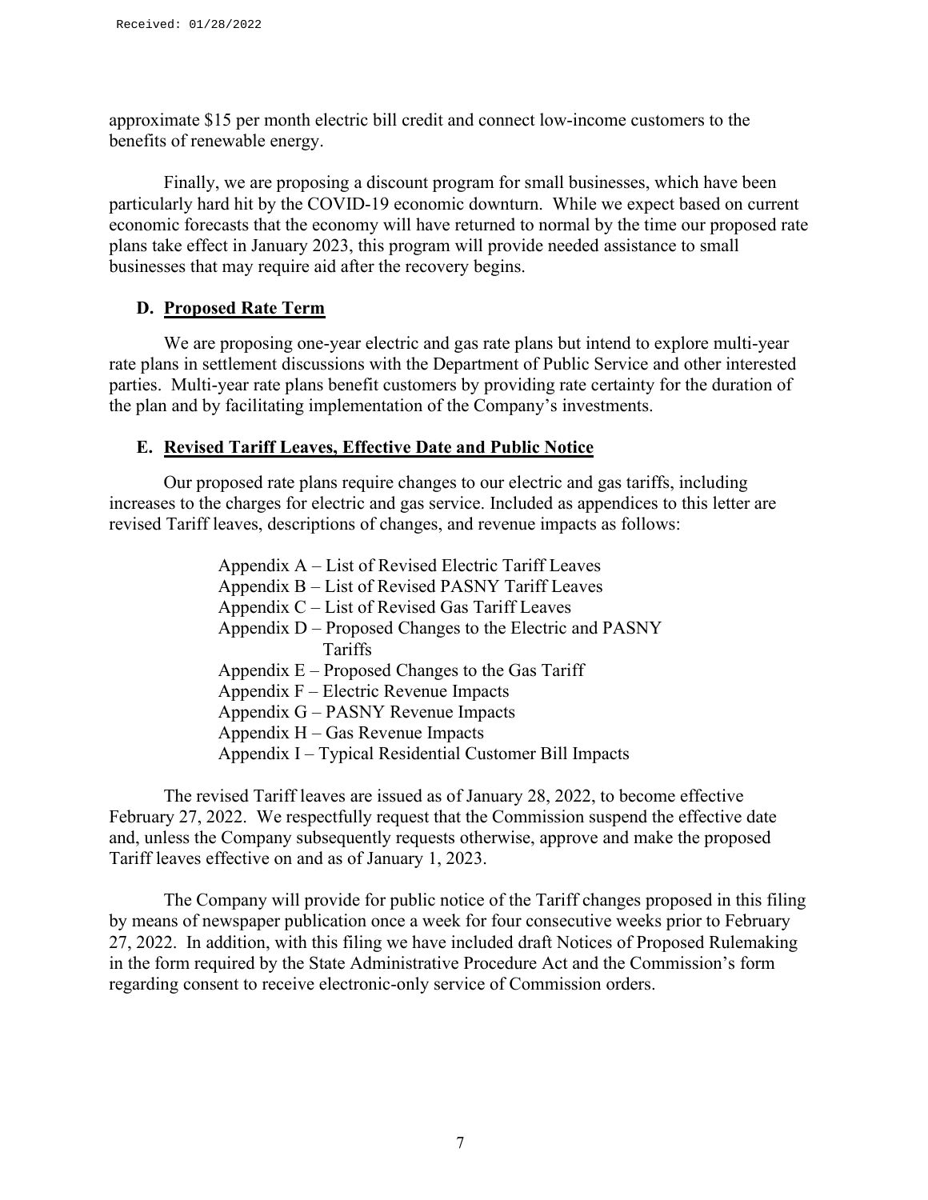approximate $15 per month electric bill credit and connect low-income customers to the benefits of renewable energy.

Finally, we are proposing a discount program for small businesses, which have been particularly hard hit by the COVID-19 economic downturn. While we expect based on current economic forecasts that the economy will have returned to normal by the time our proposed rate plans take effect in January 2023, this program will provide needed assistance to small businesses that may require aid after the recovery begins.

### D. Proposed Rate Term

We are proposing one-year electric and gas rate plans but intend to explore multi-year rate plans in settlement discussions with the Department of Public Service and other interested parties. Multi-year rate plans benefit customers by providing rate certainty for the duration of the plan and by facilitating implementation of the Company's investments.

### E. Revised Tariff Leaves, Effective Date and Public Notice

Our proposed rate plans require changes to our electric and gas tariffs, including increases to the charges for electric and gas service. Included as appendices to this letter are revised Tariff leaves, descriptions of changes, and revenue impacts as follows:

Appendix A – List of Revised Electric Tariff Leaves
Appendix B – List of Revised PASNY Tariff Leaves
Appendix C – List of Revised Gas Tariff Leaves
Appendix D – Proposed Changes to the Electric and PASNY Tariffs
Appendix E – Proposed Changes to the Gas Tariff
Appendix F – Electric Revenue Impacts
Appendix G – PASNY Revenue Impacts
Appendix H – Gas Revenue Impacts
Appendix I – Typical Residential Customer Bill Impacts

The revised Tariff leaves are issued as of January 28, 2022, to become effective February 27, 2022. We respectfully request that the Commission suspend the effective date and, unless the Company subsequently requests otherwise, approve and make the proposed Tariff leaves effective on and as of January 1, 2023.

The Company will provide for public notice of the Tariff changes proposed in this filing by means of newspaper publication once a week for four consecutive weeks prior to February 27, 2022. In addition, with this filing we have included draft Notices of Proposed Rulemaking in the form required by the State Administrative Procedure Act and the Commission's form regarding consent to receive electronic-only service of Commission orders.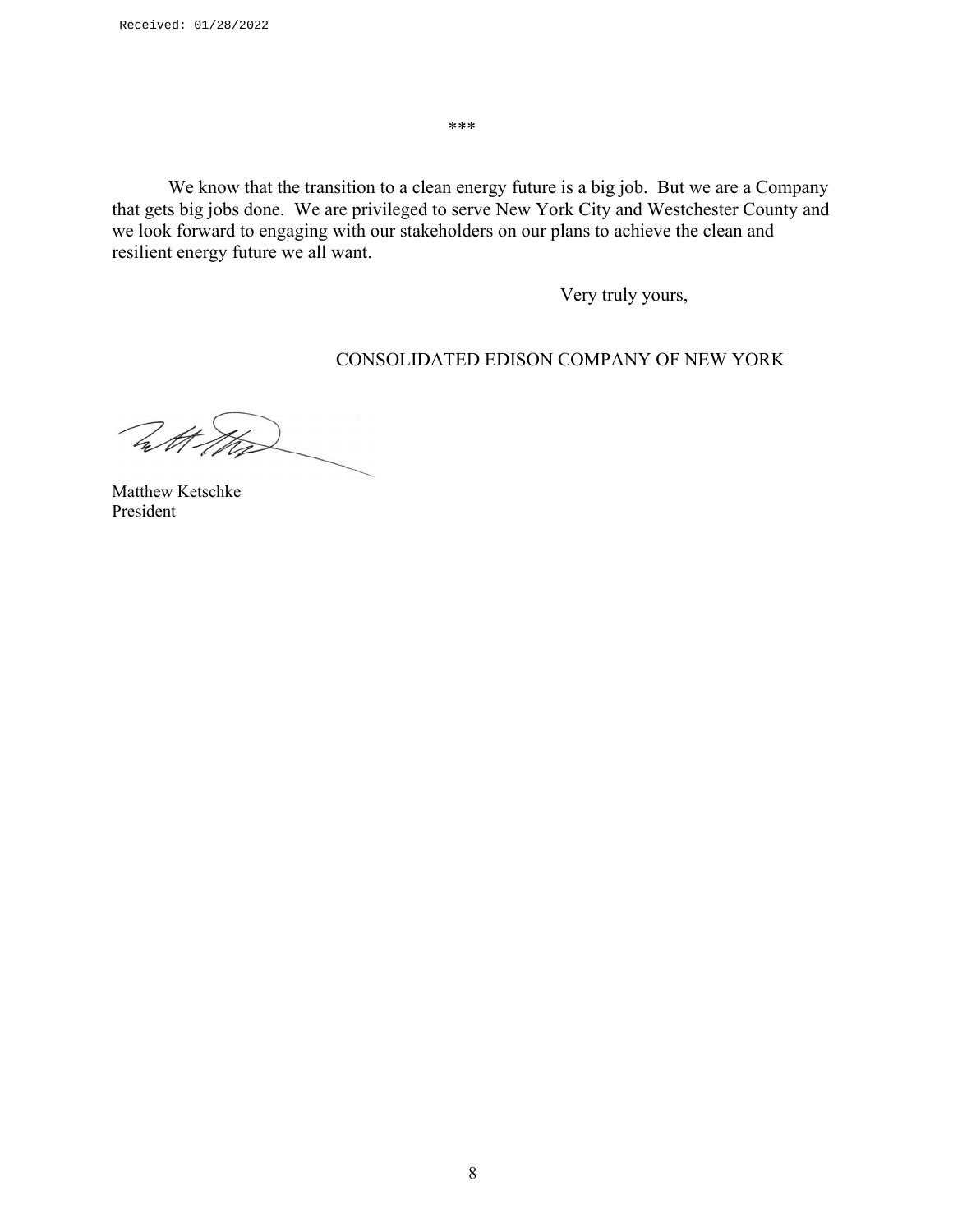Received: 01/28/2022

\*\*\*

We know that the transition to a clean energy future is a big job. But we are a Company that gets big jobs done. We are privileged to serve New York City and Westchester County and we look forward to engaging with our stakeholders on our plans to achieve the clean and resilient energy future we all want.

Very truly yours,

CONSOLIDATED EDISON COMPANY OF NEW YORK

Matthew Ketschke
President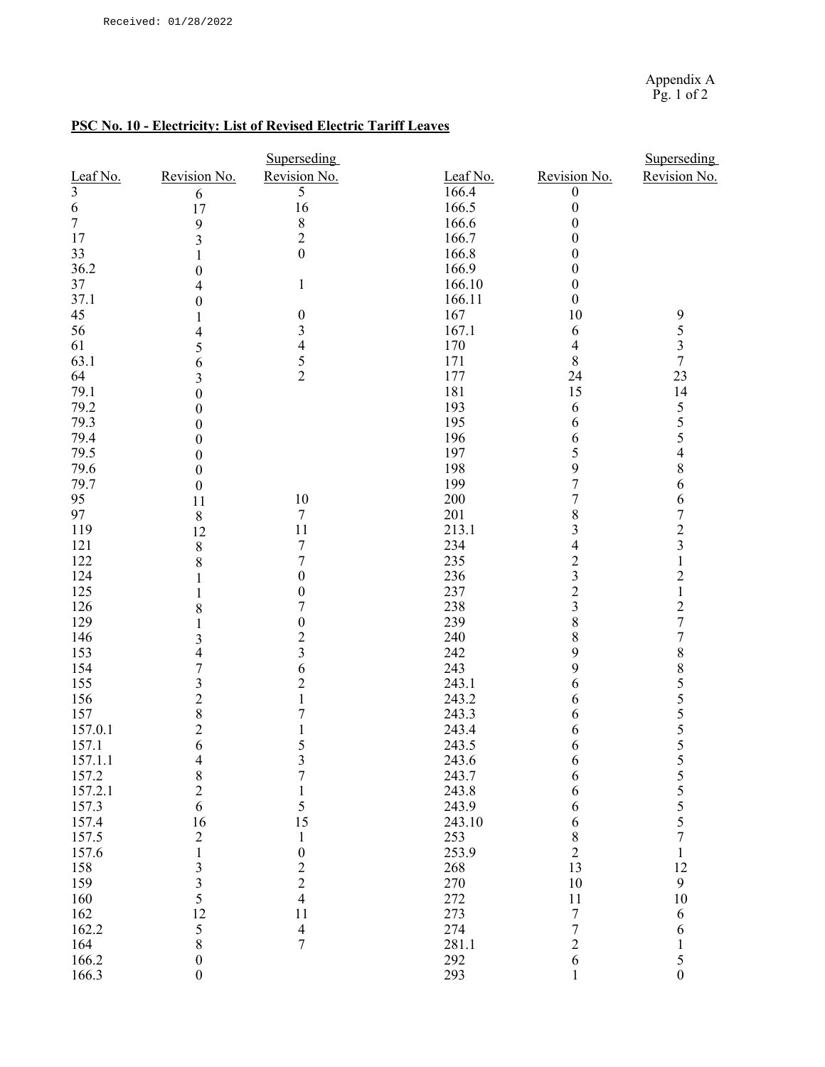Received: 01/28/2022

Appendix A
Pg. 1 of 2

## PSC No. 10 - Electricity: List of Revised Electric Tariff Leaves

| Leaf No. | Revision No. | Superseding Revision No. |
|---|---|---|
| 3 | 6 | 5 |
| 6 | 17 | 16 |
| 7 | 9 | 8 |
| 17 | 3 | 2 |
| 33 | 1 | 0 |
| 36.2 | 0 | |
| 37 | 4 | 1 |
| 37.1 | 0 | |
| 45 | 1 | 0 |
| 56 | 4 | 3 |
| 61 | 5 | 4 |
| 63.1 | 6 | 5 |
| 64 | 3 | 2 |
| 79.1 | 0 | |
| 79.2 | 0 | |
| 79.3 | 0 | |
| 79.4 | 0 | |
| 79.5 | 0 | |
| 79.6 | 0 | |
| 79.7 | 0 | |
| 95 | 11 | 10 |
| 97 | 8 | 7 |
| 119 | 12 | 11 |
| 121 | 8 | 7 |
| 122 | 8 | 7 |
| 124 | 1 | 0 |
| 125 | 1 | 0 |
| 126 | 8 | 7 |
| 129 | 1 | 0 |
| 146 | 3 | 2 |
| 153 | 4 | 3 |
| 154 | 7 | 6 |
| 155 | 3 | 2 |
| 156 | 2 | 1 |
| 157 | 8 | 7 |
| 157.0.1 | 2 | 1 |
| 157.1 | 6 | 5 |
| 157.1.1 | 4 | 3 |
| 157.2 | 8 | 7 |
| 157.2.1 | 2 | 1 |
| 157.3 | 6 | 5 |
| 157.4 | 16 | 15 |
| 157.5 | 2 | 1 |
| 157.6 | 1 | 0 |
| 158 | 3 | 2 |
| 159 | 3 | 2 |
| 160 | 5 | 4 |
| 162 | 12 | 11 |
| 162.2 | 5 | 4 |
| 164 | 8 | 7 |
| 166.2 | 0 | |
| 166.3 | 0 | |
| 166.4 | 0 | |
| 166.5 | 0 | |
| 166.6 | 0 | |
| 166.7 | 0 | |
| 166.8 | 0 | |
| 166.9 | 0 | |
| 166.10 | 0 | |
| 166.11 | 0 | |
| 167 | 10 | 9 |
| 167.1 | 6 | 5 |
| 170 | 4 | 3 |
| 171 | 8 | 7 |
| 177 | 24 | 23 |
| 181 | 15 | 14 |
| 193 | 6 | 5 |
| 195 | 6 | 5 |
| 196 | 6 | 5 |
| 197 | 5 | 4 |
| 198 | 9 | 8 |
| 199 | 7 | 6 |
| 200 | 7 | 6 |
| 201 | 8 | 7 |
| 213.1 | 3 | 2 |
| 234 | 4 | 3 |
| 235 | 2 | 1 |
| 236 | 3 | 2 |
| 237 | 2 | 1 |
| 238 | 3 | 2 |
| 239 | 8 | 7 |
| 240 | 8 | 7 |
| 242 | 9 | 8 |
| 243 | 9 | 8 |
| 243.1 | 6 | 5 |
| 243.2 | 6 | 5 |
| 243.3 | 6 | 5 |
| 243.4 | 6 | 5 |
| 243.5 | 6 | 5 |
| 243.6 | 6 | 5 |
| 243.7 | 6 | 5 |
| 243.8 | 6 | 5 |
| 243.9 | 6 | 5 |
| 243.10 | 6 | 5 |
| 253 | 8 | 7 |
| 253.9 | 2 | 1 |
| 268 | 13 | 12 |
| 270 | 10 | 9 |
| 272 | 11 | 10 |
| 273 | 7 | 6 |
| 274 | 7 | 6 |
| 281.1 | 2 | 1 |
| 292 | 6 | 5 |
| 293 | 1 | 0 |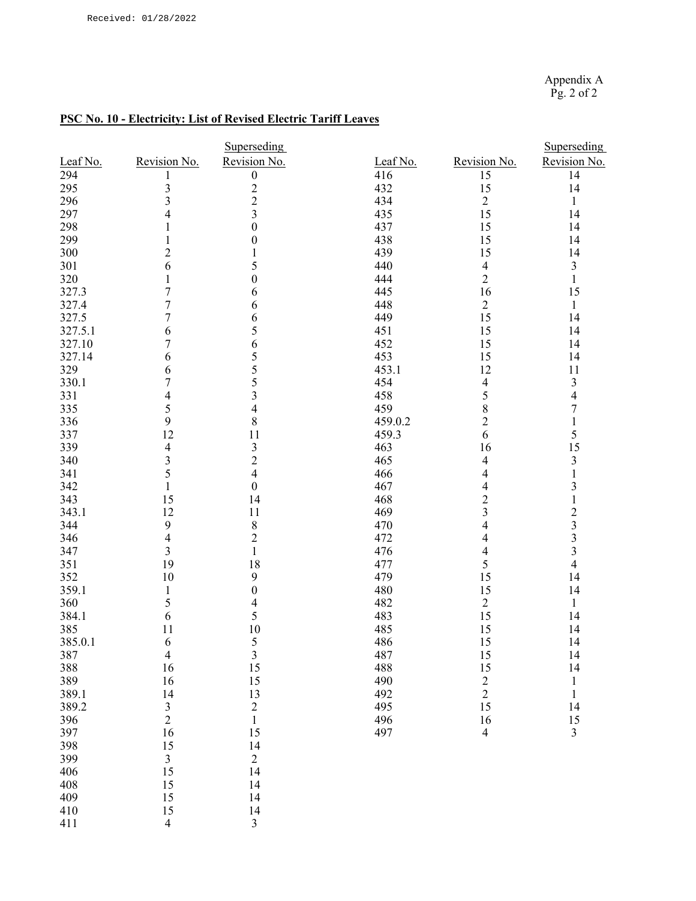Received: 01/28/2022

Appendix A
Pg. 2 of 2

**PSC No. 10 - Electricity: List of Revised Electric Tariff Leaves**

| Leaf No. | Revision No. | Superseding Revision No. |
|---|---|---|
| 294 | 1 | 0 |
| 295 | 3 | 2 |
| 296 | 3 | 2 |
| 297 | 4 | 3 |
| 298 | 1 | 0 |
| 299 | 1 | 0 |
| 300 | 2 | 1 |
| 301 | 6 | 5 |
| 320 | 1 | 0 |
| 327.3 | 7 | 6 |
| 327.4 | 7 | 6 |
| 327.5 | 7 | 6 |
| 327.5.1 | 6 | 5 |
| 327.10 | 7 | 6 |
| 327.14 | 6 | 5 |
| 329 | 6 | 5 |
| 330.1 | 7 | 5 |
| 331 | 4 | 3 |
| 335 | 5 | 4 |
| 336 | 9 | 8 |
| 337 | 12 | 11 |
| 339 | 4 | 3 |
| 340 | 3 | 2 |
| 341 | 5 | 4 |
| 342 | 1 | 0 |
| 343 | 15 | 14 |
| 343.1 | 12 | 11 |
| 344 | 9 | 8 |
| 346 | 4 | 2 |
| 347 | 3 | 1 |
| 351 | 19 | 18 |
| 352 | 10 | 9 |
| 359.1 | 1 | 0 |
| 360 | 5 | 4 |
| 384.1 | 6 | 5 |
| 385 | 11 | 10 |
| 385.0.1 | 6 | 5 |
| 387 | 4 | 3 |
| 388 | 16 | 15 |
| 389 | 16 | 15 |
| 389.1 | 14 | 13 |
| 389.2 | 3 | 2 |
| 396 | 2 | 1 |
| 397 | 16 | 15 |
| 398 | 15 | 14 |
| 399 | 3 | 2 |
| 406 | 15 | 14 |
| 408 | 15 | 14 |
| 409 | 15 | 14 |
| 410 | 15 | 14 |
| 411 | 4 | 3 |
| 416 | 15 | 14 |
| 432 | 15 | 14 |
| 434 | 2 | 1 |
| 435 | 15 | 14 |
| 437 | 15 | 14 |
| 438 | 15 | 14 |
| 439 | 15 | 14 |
| 440 | 4 | 3 |
| 444 | 2 | 1 |
| 445 | 16 | 15 |
| 448 | 2 | 1 |
| 449 | 15 | 14 |
| 451 | 15 | 14 |
| 452 | 15 | 14 |
| 453 | 15 | 14 |
| 453.1 | 12 | 11 |
| 454 | 4 | 3 |
| 458 | 5 | 4 |
| 459 | 8 | 7 |
| 459.0.2 | 2 | 1 |
| 459.3 | 6 | 5 |
| 463 | 16 | 15 |
| 465 | 4 | 3 |
| 466 | 4 | 1 |
| 467 | 4 | 3 |
| 468 | 2 | 1 |
| 469 | 3 | 2 |
| 470 | 4 | 3 |
| 472 | 4 | 3 |
| 476 | 4 | 3 |
| 477 | 5 | 4 |
| 479 | 15 | 14 |
| 480 | 15 | 14 |
| 482 | 2 | 1 |
| 483 | 15 | 14 |
| 485 | 15 | 14 |
| 486 | 15 | 14 |
| 487 | 15 | 14 |
| 488 | 15 | 14 |
| 490 | 2 | 1 |
| 492 | 2 | 1 |
| 495 | 15 | 14 |
| 496 | 16 | 15 |
| 497 | 4 | 3 |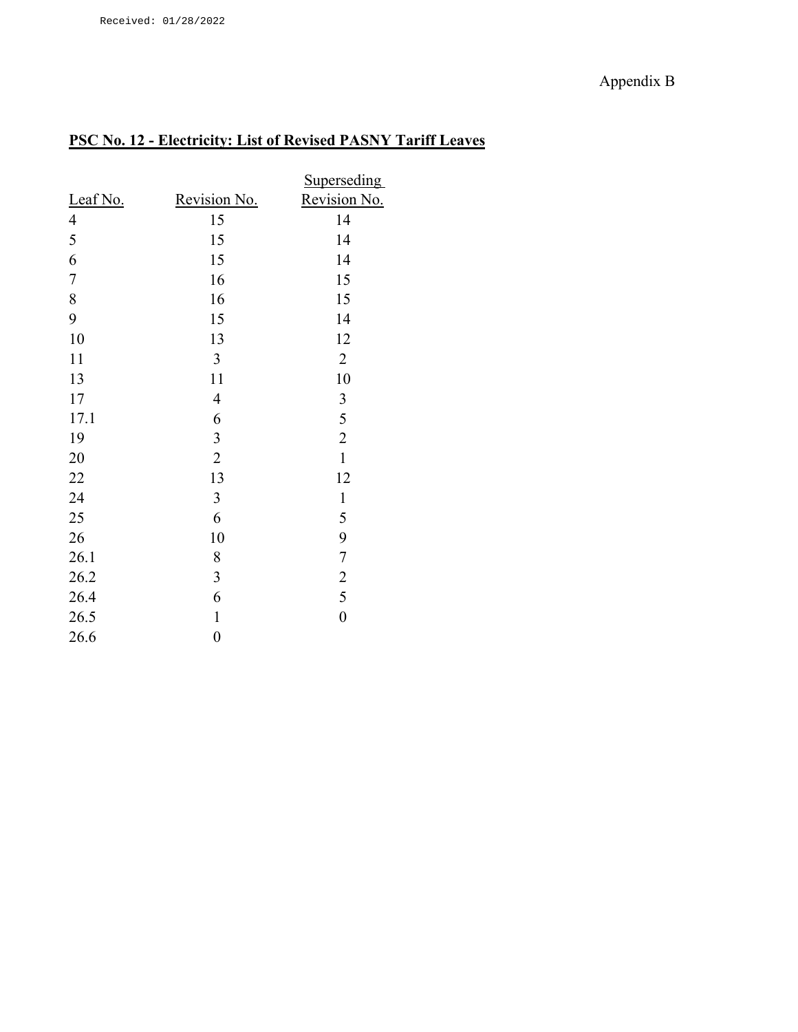Received: 01/28/2022

Appendix B

**PSC No. 12 - Electricity: List of Revised PASNY Tariff Leaves**

| Leaf No. | Revision No. | Superseding Revision No. |
|---|---|---|
| 4 | 15 | 14 |
| 5 | 15 | 14 |
| 6 | 15 | 14 |
| 7 | 16 | 15 |
| 8 | 16 | 15 |
| 9 | 15 | 14 |
| 10 | 13 | 12 |
| 11 | 3 | 2 |
| 13 | 11 | 10 |
| 17 | 4 | 3 |
| 17.1 | 6 | 5 |
| 19 | 3 | 2 |
| 20 | 2 | 1 |
| 22 | 13 | 12 |
| 24 | 3 | 1 |
| 25 | 6 | 5 |
| 26 | 10 | 9 |
| 26.1 | 8 | 7 |
| 26.2 | 3 | 2 |
| 26.4 | 6 | 5 |
| 26.5 | 1 | 0 |
| 26.6 | 0 | |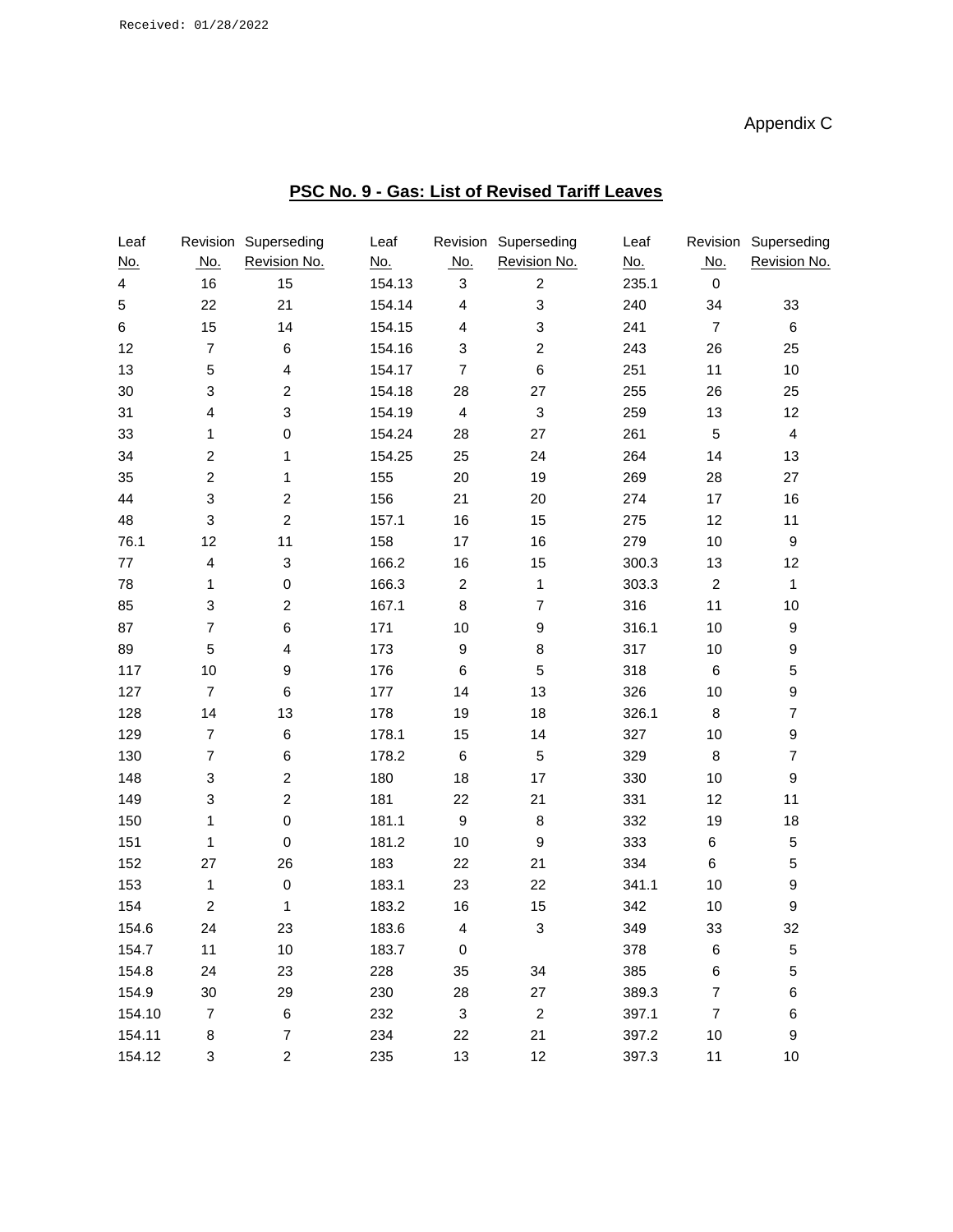Received: 01/28/2022

Appendix C

## PSC No. 9 - Gas: List of Revised Tariff Leaves

| Leaf No. | Revision No. | Superseding Revision No. | Leaf No. | Revision No. | Superseding Revision No. | Leaf No. | Revision No. | Superseding Revision No. |
|---|---|---|---|---|---|---|---|---|
| 4 | 16 | 15 | 154.13 | 3 | 2 | 235.1 | 0 | |
| 5 | 22 | 21 | 154.14 | 4 | 3 | 240 | 34 | 33 |
| 6 | 15 | 14 | 154.15 | 4 | 3 | 241 | 7 | 6 |
| 12 | 7 | 6 | 154.16 | 3 | 2 | 243 | 26 | 25 |
| 13 | 5 | 4 | 154.17 | 7 | 6 | 251 | 11 | 10 |
| 30 | 3 | 2 | 154.18 | 28 | 27 | 255 | 26 | 25 |
| 31 | 4 | 3 | 154.19 | 4 | 3 | 259 | 13 | 12 |
| 33 | 1 | 0 | 154.24 | 28 | 27 | 261 | 5 | 4 |
| 34 | 2 | 1 | 154.25 | 25 | 24 | 264 | 14 | 13 |
| 35 | 2 | 1 | 155 | 20 | 19 | 269 | 28 | 27 |
| 44 | 3 | 2 | 156 | 21 | 20 | 274 | 17 | 16 |
| 48 | 3 | 2 | 157.1 | 16 | 15 | 275 | 12 | 11 |
| 76.1 | 12 | 11 | 158 | 17 | 16 | 279 | 10 | 9 |
| 77 | 4 | 3 | 166.2 | 16 | 15 | 300.3 | 13 | 12 |
| 78 | 1 | 0 | 166.3 | 2 | 1 | 303.3 | 2 | 1 |
| 85 | 3 | 2 | 167.1 | 8 | 7 | 316 | 11 | 10 |
| 87 | 7 | 6 | 171 | 10 | 9 | 316.1 | 10 | 9 |
| 89 | 5 | 4 | 173 | 9 | 8 | 317 | 10 | 9 |
| 117 | 10 | 9 | 176 | 6 | 5 | 318 | 6 | 5 |
| 127 | 7 | 6 | 177 | 14 | 13 | 326 | 10 | 9 |
| 128 | 14 | 13 | 178 | 19 | 18 | 326.1 | 8 | 7 |
| 129 | 7 | 6 | 178.1 | 15 | 14 | 327 | 10 | 9 |
| 130 | 7 | 6 | 178.2 | 6 | 5 | 329 | 8 | 7 |
| 148 | 3 | 2 | 180 | 18 | 17 | 330 | 10 | 9 |
| 149 | 3 | 2 | 181 | 22 | 21 | 331 | 12 | 11 |
| 150 | 1 | 0 | 181.1 | 9 | 8 | 332 | 19 | 18 |
| 151 | 1 | 0 | 181.2 | 10 | 9 | 333 | 6 | 5 |
| 152 | 27 | 26 | 183 | 22 | 21 | 334 | 6 | 5 |
| 153 | 1 | 0 | 183.1 | 23 | 22 | 341.1 | 10 | 9 |
| 154 | 2 | 1 | 183.2 | 16 | 15 | 342 | 10 | 9 |
| 154.6 | 24 | 23 | 183.6 | 4 | 3 | 349 | 33 | 32 |
| 154.7 | 11 | 10 | 183.7 | 0 | | 378 | 6 | 5 |
| 154.8 | 24 | 23 | 228 | 35 | 34 | 385 | 6 | 5 |
| 154.9 | 30 | 29 | 230 | 28 | 27 | 389.3 | 7 | 6 |
| 154.10 | 7 | 6 | 232 | 3 | 2 | 397.1 | 7 | 6 |
| 154.11 | 8 | 7 | 234 | 22 | 21 | 397.2 | 10 | 9 |
| 154.12 | 3 | 2 | 235 | 13 | 12 | 397.3 | 11 | 10 |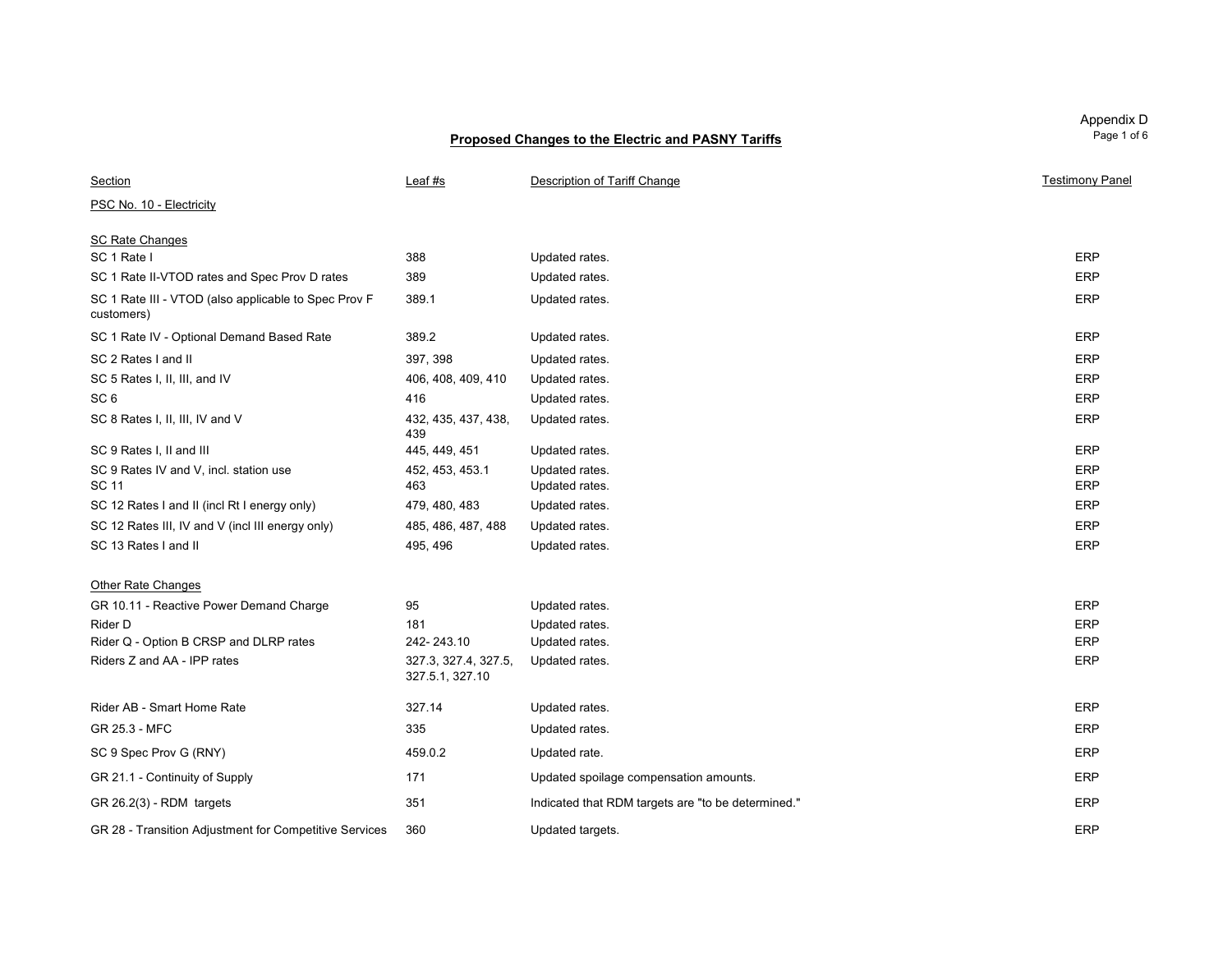Appendix D

## Proposed Changes to the Electric and PASNY Tariffs

| Section | Leaf #s | Description of Tariff Change | Testimony Panel |
|---|---|---|---|
| PSC No. 10 - Electricity | | | |
| SC Rate Changes | | | |
| SC 1 Rate I | 388 | Updated rates. | ERP |
| SC 1 Rate II-VTOD rates and Spec Prov D rates | 389 | Updated rates. | ERP |
| SC 1 Rate III - VTOD (also applicable to Spec Prov F customers) | 389.1 | Updated rates. | ERP |
| SC 1 Rate IV - Optional Demand Based Rate | 389.2 | Updated rates. | ERP |
| SC 2 Rates I and II | 397, 398 | Updated rates. | ERP |
| SC 5 Rates I, II, III, and IV | 406, 408, 409, 410 | Updated rates. | ERP |
| SC 6 | 416 | Updated rates. | ERP |
| SC 8 Rates I, II, III, IV and V | 432, 435, 437, 438, 439 | Updated rates. | ERP |
| SC 9 Rates I, II and III | 445, 449, 451 | Updated rates. | ERP |
| SC 9 Rates IV and V, incl. station use | 452, 453, 453.1 | Updated rates. | ERP |
| SC 11 | 463 | Updated rates. | ERP |
| SC 12 Rates I and II (incl Rt I energy only) | 479, 480, 483 | Updated rates. | ERP |
| SC 12 Rates III, IV and V (incl III energy only) | 485, 486, 487, 488 | Updated rates. | ERP |
| SC 13 Rates I and II | 495, 496 | Updated rates. | ERP |
| Other Rate Changes | | | |
| GR 10.11 - Reactive Power Demand Charge | 95 | Updated rates. | ERP |
| Rider D | 181 | Updated rates. | ERP |
| Rider Q - Option B CRSP and DLRP rates | 242- 243.10 | Updated rates. | ERP |
| Riders Z and AA - IPP rates | 327.3, 327.4, 327.5, 327.5.1, 327.10 | Updated rates. | ERP |
| Rider AB - Smart Home Rate | 327.14 | Updated rates. | ERP |
| GR 25.3 - MFC | 335 | Updated rates. | ERP |
| SC 9 Spec Prov G (RNY) | 459.0.2 | Updated rate. | ERP |
| GR 21.1 - Continuity of Supply | 171 | Updated spoilage compensation amounts. | ERP |
| GR 26.2(3) - RDM targets | 351 | Indicated that RDM targets are "to be determined." | ERP |
| GR 28 - Transition Adjustment for Competitive Services | 360 | Updated targets. | ERP |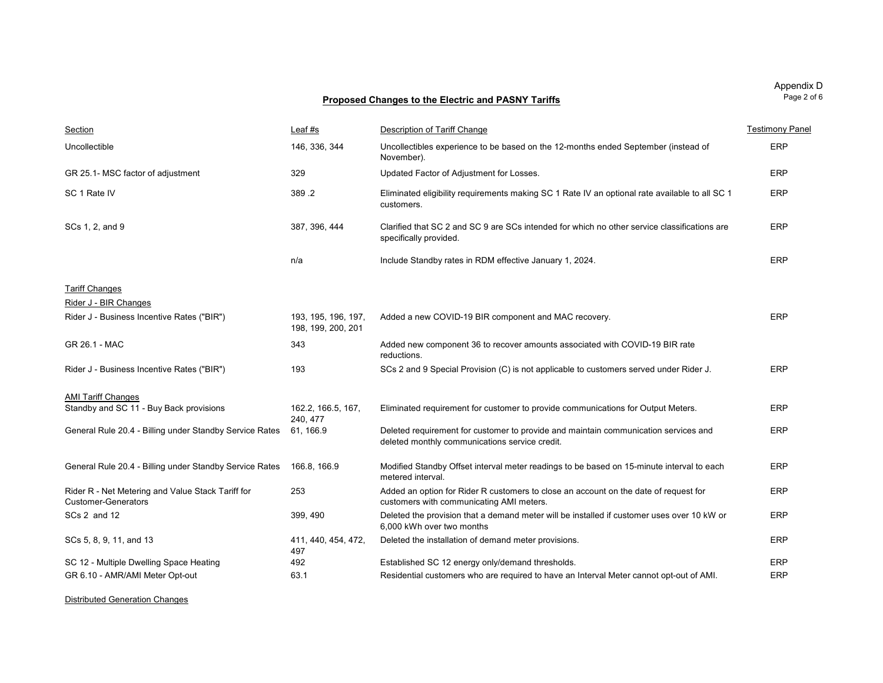Appendix D

## Proposed Changes to the Electric and PASNY Tariffs

| Section | Leaf #s | Description of Tariff Change | Testimony Panel |
|---|---|---|---|
| Uncollectible | 146, 336, 344 | Uncollectibles experience to be based on the 12-months ended September (instead of November). | ERP |
| GR 25.1- MSC factor of adjustment | 329 | Updated Factor of Adjustment for Losses. | ERP |
| SC 1 Rate IV | 389 .2 | Eliminated eligibility requirements making SC 1 Rate IV an optional rate available to all SC 1 customers. | ERP |
| SCs 1, 2, and 9 | 387, 396, 444 | Clarified that SC 2 and SC 9 are SCs intended for which no other service classifications are specifically provided. | ERP |
| | n/a | Include Standby rates in RDM effective January 1, 2024. | ERP |
| Tariff Changes | | | |
| Rider J - BIR Changes | | | |
| Rider J - Business Incentive Rates ("BIR") | 193, 195, 196, 197, 198, 199, 200, 201 | Added a new COVID-19 BIR component and MAC recovery. | ERP |
| GR 26.1 - MAC | 343 | Added new component 36 to recover amounts associated with COVID-19 BIR rate reductions. | |
| Rider J - Business Incentive Rates ("BIR") | 193 | SCs 2 and 9 Special Provision (C) is not applicable to customers served under Rider J. | ERP |
| AMI Tariff Changes | | | |
| Standby and SC 11 - Buy Back provisions | 162.2, 166.5, 167, 240, 477 | Eliminated requirement for customer to provide communications for Output Meters. | ERP |
| General Rule 20.4 - Billing under Standby Service Rates | 61, 166.9 | Deleted requirement for customer to provide and maintain communication services and deleted monthly communications service credit. | ERP |
| General Rule 20.4 - Billing under Standby Service Rates | 166.8, 166.9 | Modified Standby Offset interval meter readings to be based on 15-minute interval to each metered interval. | ERP |
| Rider R - Net Metering and Value Stack Tariff for Customer-Generators | 253 | Added an option for Rider R customers to close an account on the date of request for customers with communicating AMI meters. | ERP |
| SCs 2 and 12 | 399, 490 | Deleted the provision that a demand meter will be installed if customer uses over 10 kW or 6,000 kWh over two months | ERP |
| SCs 5, 8, 9, 11, and 13 | 411, 440, 454, 472, 497 | Deleted the installation of demand meter provisions. | ERP |
| SC 12 - Multiple Dwelling Space Heating | 492 | Established SC 12 energy only/demand thresholds. | ERP |
| GR 6.10 - AMR/AMI Meter Opt-out | 63.1 | Residential customers who are required to have an Interval Meter cannot opt-out of AMI. | ERP |
| Distributed Generation Changes | | | |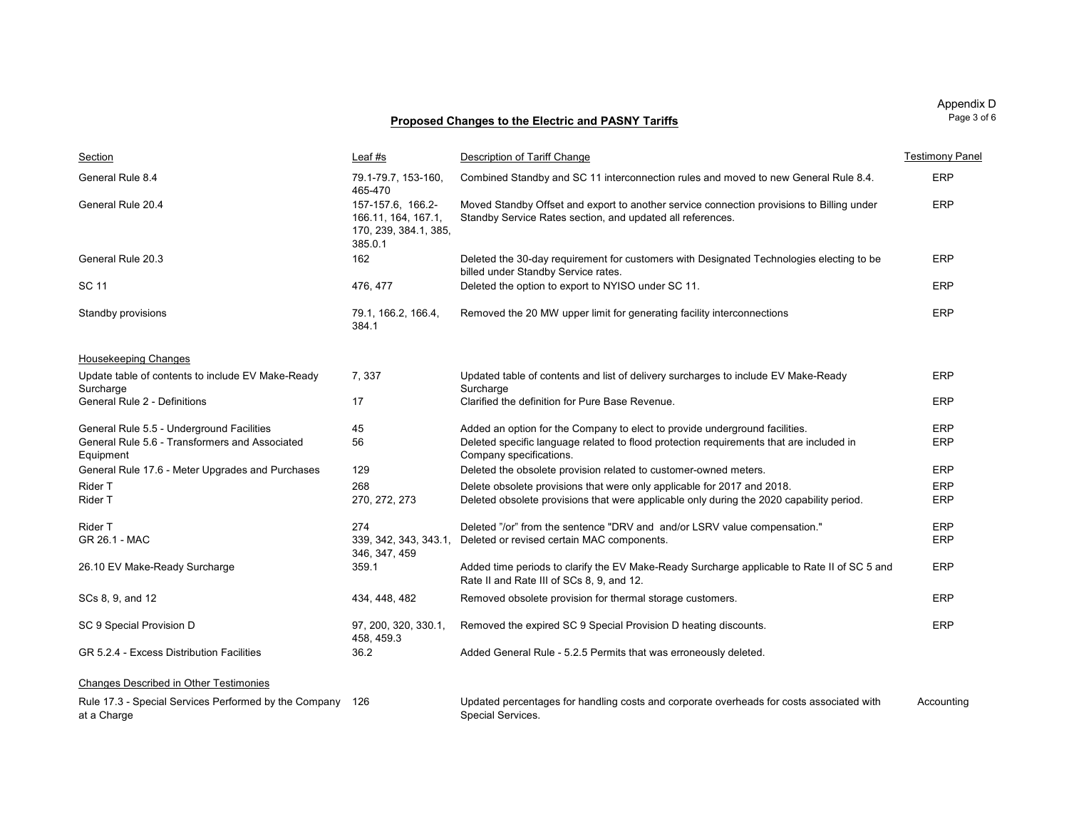Appendix D

## Proposed Changes to the Electric and PASNY Tariffs

| Section | Leaf #s | Description of Tariff Change | Testimony Panel |
|---|---|---|---|
| General Rule 8.4 | 79.1-79.7, 153-160, 465-470 | Combined Standby and SC 11 interconnection rules and moved to new General Rule 8.4. | ERP |
| General Rule 20.4 | 157-157.6, 166.2-166.11, 164, 167.1, 170, 239, 384.1, 385, 385.0.1 | Moved Standby Offset and export to another service connection provisions to Billing under Standby Service Rates section, and updated all references. | ERP |
| General Rule 20.3 | 162 | Deleted the 30-day requirement for customers with Designated Technologies electing to be billed under Standby Service rates. | ERP |
| SC 11 | 476, 477 | Deleted the option to export to NYISO under SC 11. | ERP |
| Standby provisions | 79.1, 166.2, 166.4, 384.1 | Removed the 20 MW upper limit for generating facility interconnections | ERP |
| Housekeeping Changes | | | |
| Update table of contents to include EV Make-Ready Surcharge | 7, 337 | Updated table of contents and list of delivery surcharges to include EV Make-Ready Surcharge | ERP |
| General Rule 2 - Definitions | 17 | Clarified the definition for Pure Base Revenue. | ERP |
| General Rule 5.5 - Underground Facilities | 45 | Added an option for the Company to elect to provide underground facilities. | ERP |
| General Rule 5.6 - Transformers and Associated Equipment | 56 | Deleted specific language related to flood protection requirements that are included in Company specifications. | ERP |
| General Rule 17.6 - Meter Upgrades and Purchases | 129 | Deleted the obsolete provision related to customer-owned meters. | ERP |
| Rider T | 268 | Delete obsolete provisions that were only applicable for 2017 and 2018. | ERP |
| Rider T | 270, 272, 273 | Deleted obsolete provisions that were applicable only during the 2020 capability period. | ERP |
| Rider T | 274 | Deleted "/or" from the sentence "DRV and and/or LSRV value compensation." | ERP |
| GR 26.1 - MAC | 339, 342, 343, 343.1, 346, 347, 459 | Deleted or revised certain MAC components. | ERP |
| 26.10 EV Make-Ready Surcharge | 359.1 | Added time periods to clarify the EV Make-Ready Surcharge applicable to Rate II of SC 5 and Rate II and Rate III of SCs 8, 9, and 12. | ERP |
| SCs 8, 9, and 12 | 434, 448, 482 | Removed obsolete provision for thermal storage customers. | ERP |
| SC 9 Special Provision D | 97, 200, 320, 330.1, 458, 459.3 | Removed the expired SC 9 Special Provision D heating discounts. | ERP |
| GR 5.2.4 - Excess Distribution Facilities | 36.2 | Added General Rule - 5.2.5 Permits that was erroneously deleted. | |
| Changes Described in Other Testimonies | | | |
| Rule 17.3 - Special Services Performed by the Company at a Charge | 126 | Updated percentages for handling costs and corporate overheads for costs associated with Special Services. | Accounting |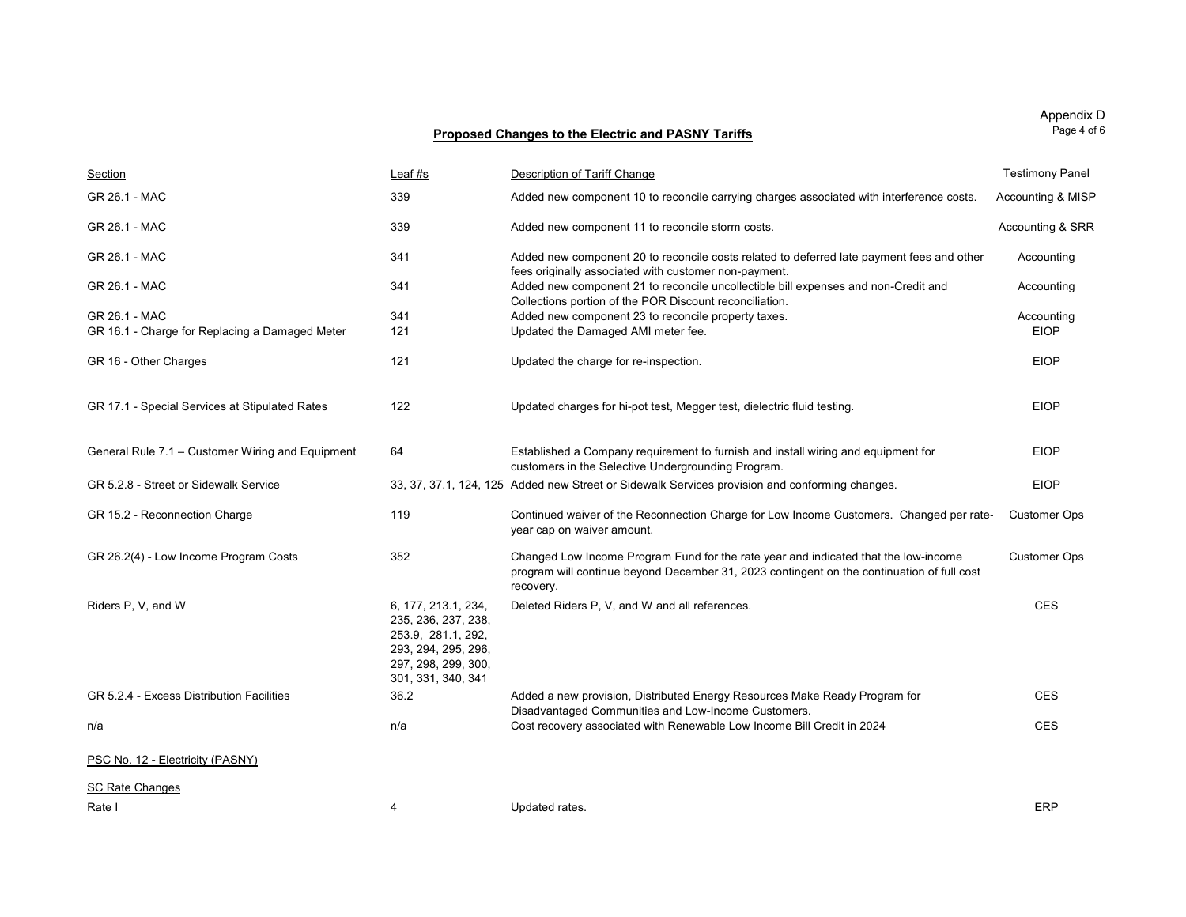Appendix D

## Proposed Changes to the Electric and PASNY Tariffs

| Section | Leaf #s | Description of Tariff Change | Testimony Panel |
|---|---|---|---|
| GR 26.1 - MAC | 339 | Added new component 10 to reconcile carrying charges associated with interference costs. | Accounting & MISP |
| GR 26.1 - MAC | 339 | Added new component 11 to reconcile storm costs. | Accounting & SRR |
| GR 26.1 - MAC | 341 | Added new component 20 to reconcile costs related to deferred late payment fees and other fees originally associated with customer non-payment. | Accounting |
| GR 26.1 - MAC | 341 | Added new component 21 to reconcile uncollectible bill expenses and non-Credit and Collections portion of the POR Discount reconciliation. | Accounting |
| GR 26.1 - MAC | 341 | Added new component 23 to reconcile property taxes. | Accounting |
| GR 16.1 - Charge for Replacing a Damaged Meter | 121 | Updated the Damaged AMI meter fee. | EIOP |
| GR 16 - Other Charges | 121 | Updated the charge for re-inspection. | EIOP |
| GR 17.1 - Special Services at Stipulated Rates | 122 | Updated charges for hi-pot test, Megger test, dielectric fluid testing. | EIOP |
| General Rule 7.1 – Customer Wiring and Equipment | 64 | Established a Company requirement to furnish and install wiring and equipment for customers in the Selective Undergrounding Program. | EIOP |
| GR 5.2.8 - Street or Sidewalk Service | 33, 37, 37.1, 124, 125 | Added new Street or Sidewalk Services provision and conforming changes. | EIOP |
| GR 15.2 - Reconnection Charge | 119 | Continued waiver of the Reconnection Charge for Low Income Customers. Changed per rate-year cap on waiver amount. | Customer Ops |
| GR 26.2(4) - Low Income Program Costs | 352 | Changed Low Income Program Fund for the rate year and indicated that the low-income program will continue beyond December 31, 2023 contingent on the continuation of full cost recovery. | Customer Ops |
| Riders P, V, and W | 6, 177, 213.1, 234, 235, 236, 237, 238, 253.9, 281.1, 292, 293, 294, 295, 296, 297, 298, 299, 300, 301, 331, 340, 341 | Deleted Riders P, V, and W and all references. | CES |
| GR 5.2.4 - Excess Distribution Facilities | 36.2 | Added a new provision, Distributed Energy Resources Make Ready Program for Disadvantaged Communities and Low-Income Customers. | CES |
| n/a | n/a | Cost recovery associated with Renewable Low Income Bill Credit in 2024 | CES |
| PSC No. 12 - Electricity (PASNY) | | | |
| SC Rate Changes | | | |
| Rate I | 4 | Updated rates. | ERP |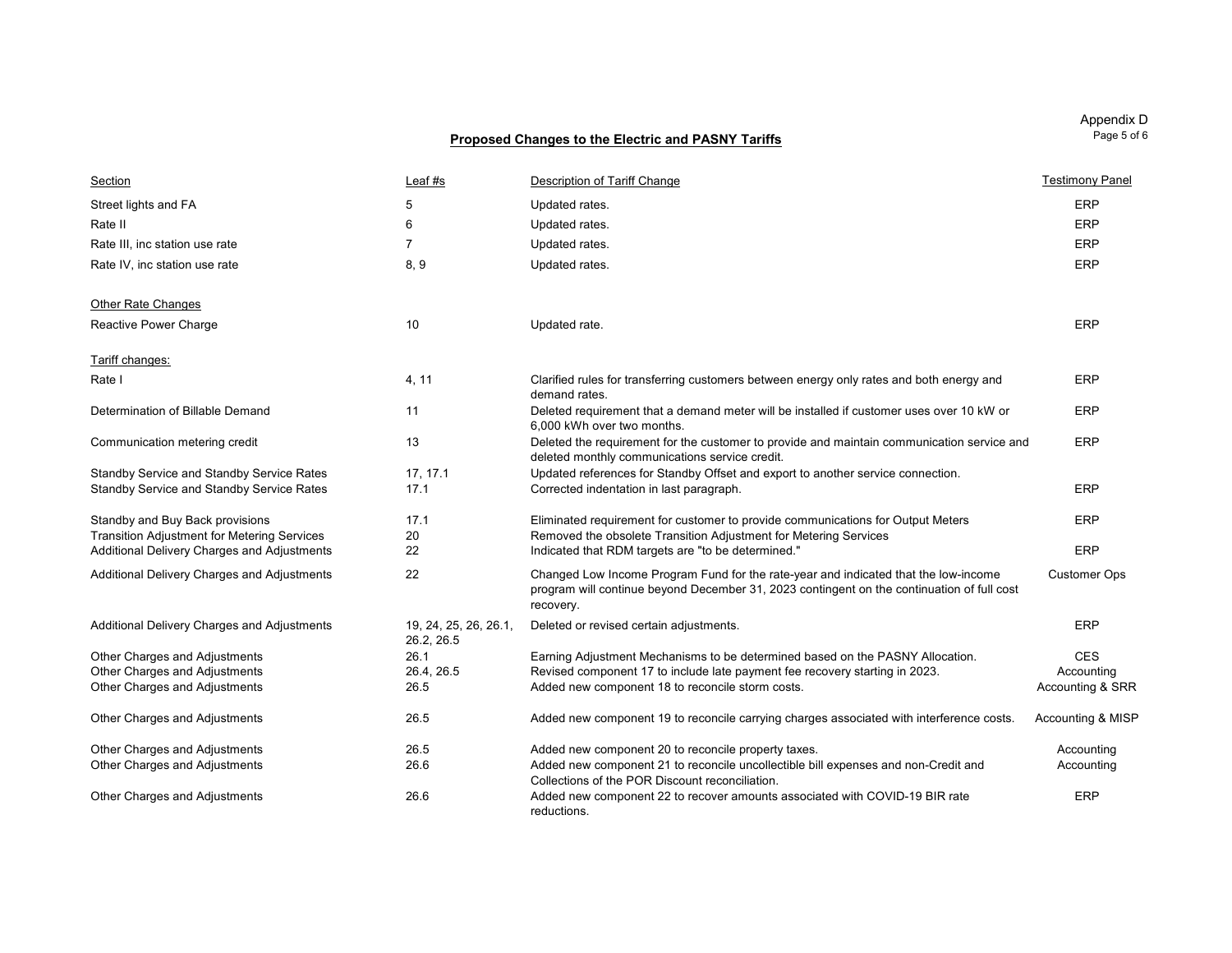Appendix D

## Proposed Changes to the Electric and PASNY Tariffs

| Section | Leaf #s | Description of Tariff Change | Testimony Panel |
|---|---|---|---|
| Street lights and FA | 5 | Updated rates. | ERP |
| Rate II | 6 | Updated rates. | ERP |
| Rate III, inc station use rate | 7 | Updated rates. | ERP |
| Rate IV, inc station use rate | 8, 9 | Updated rates. | ERP |
| Other Rate Changes | | | |
| Reactive Power Charge | 10 | Updated rate. | ERP |
| Tariff changes: | | | |
| Rate I | 4, 11 | Clarified rules for transferring customers between energy only rates and both energy and demand rates. | ERP |
| Determination of Billable Demand | 11 | Deleted requirement that a demand meter will be installed if customer uses over 10 kW or 6,000 kWh over two months. | ERP |
| Communication metering credit | 13 | Deleted the requirement for the customer to provide and maintain communication service and deleted monthly communications service credit. | ERP |
| Standby Service and Standby Service Rates | 17, 17.1 | Updated references for Standby Offset and export to another service connection. | |
| Standby Service and Standby Service Rates | 17.1 | Corrected indentation in last paragraph. | ERP |
| Standby and Buy Back provisions | 17.1 | Eliminated requirement for customer to provide communications for Output Meters | ERP |
| Transition Adjustment for Metering Services | 20 | Removed the obsolete Transition Adjustment for Metering Services | |
| Additional Delivery Charges and Adjustments | 22 | Indicated that RDM targets are "to be determined." | ERP |
| Additional Delivery Charges and Adjustments | 22 | Changed Low Income Program Fund for the rate-year and indicated that the low-income program will continue beyond December 31, 2023 contingent on the continuation of full cost recovery. | Customer Ops |
| Additional Delivery Charges and Adjustments | 19, 24, 25, 26, 26.1, 26.2, 26.5 | Deleted or revised certain adjustments. | ERP |
| Other Charges and Adjustments | 26.1 | Earning Adjustment Mechanisms to be determined based on the PASNY Allocation. | CES |
| Other Charges and Adjustments | 26.4, 26.5 | Revised component 17 to include late payment fee recovery starting in 2023. | Accounting |
| Other Charges and Adjustments | 26.5 | Added new component 18 to reconcile storm costs. | Accounting & SRR |
| Other Charges and Adjustments | 26.5 | Added new component 19 to reconcile carrying charges associated with interference costs. | Accounting & MISP |
| Other Charges and Adjustments | 26.5 | Added new component 20 to reconcile property taxes. | Accounting |
| Other Charges and Adjustments | 26.6 | Added new component 21 to reconcile uncollectible bill expenses and non-Credit and Collections of the POR Discount reconciliation. | Accounting |
| Other Charges and Adjustments | 26.6 | Added new component 22 to recover amounts associated with COVID-19 BIR rate reductions. | ERP |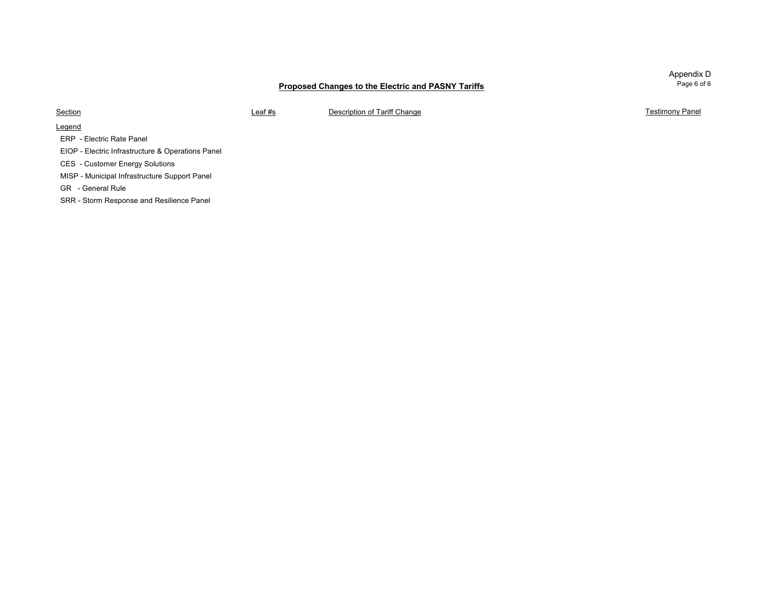## Proposed Changes to the Electric and PASNY Tariffs

| Section | Leaf #s | Description of Tariff Change | Testimony Panel |
|---|---|---|---|

Legend

- ERP - Electric Rate Panel
- EIOP - Electric Infrastructure & Operations Panel
- CES - Customer Energy Solutions
- MISP - Municipal Infrastructure Support Panel
- GR - General Rule
- SRR - Storm Response and Resilience Panel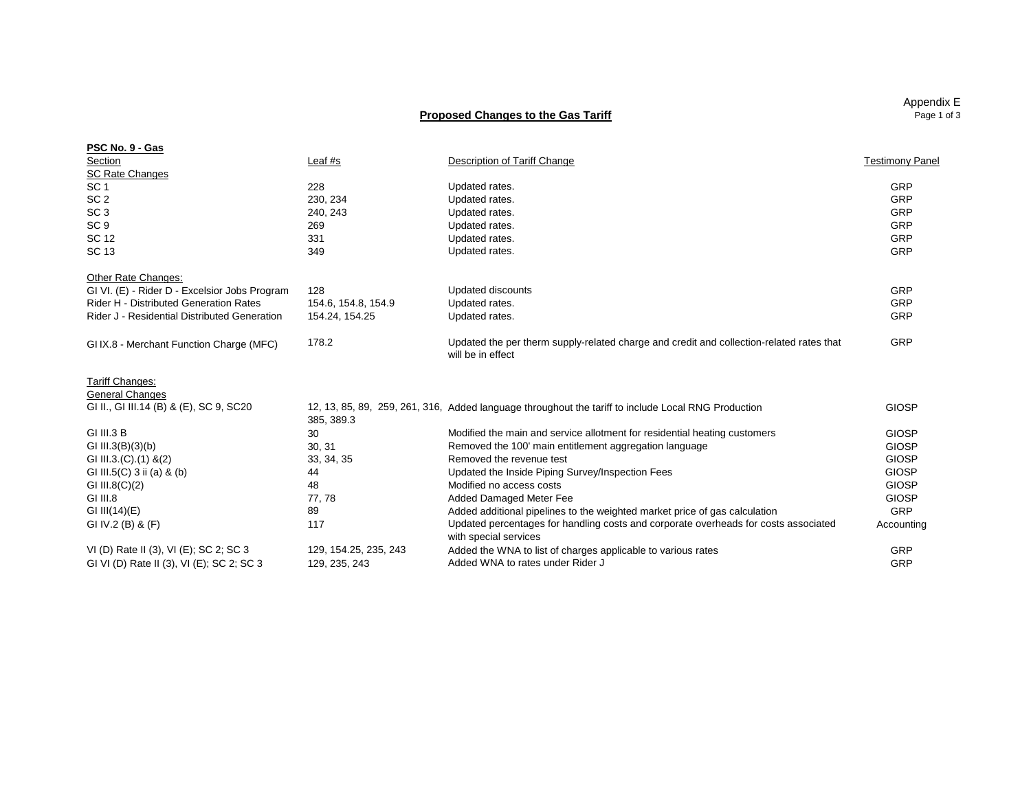Appendix E

## Proposed Changes to the Gas Tariff

**PSC No. 9 - Gas**

| Section | Leaf #s | Description of Tariff Change | Testimony Panel |
|---|---|---|---|
| SC Rate Changes | | | |
| SC 1 | 228 | Updated rates. | GRP |
| SC 2 | 230, 234 | Updated rates. | GRP |
| SC 3 | 240, 243 | Updated rates. | GRP |
| SC 9 | 269 | Updated rates. | GRP |
| SC 12 | 331 | Updated rates. | GRP |
| SC 13 | 349 | Updated rates. | GRP |
| Other Rate Changes: | | | |
| GI VI. (E) - Rider D - Excelsior Jobs Program | 128 | Updated discounts | GRP |
| Rider H - Distributed Generation Rates | 154.6, 154.8, 154.9 | Updated rates. | GRP |
| Rider J - Residential Distributed Generation | 154.24, 154.25 | Updated rates. | GRP |
| GI IX.8 - Merchant Function Charge (MFC) | 178.2 | Updated the per therm supply-related charge and credit and collection-related rates that will be in effect | GRP |
| Tariff Changes: | | | |
| General Changes | | | |
| GI II., GI III.14 (B) & (E), SC 9, SC20 | 12, 13, 85, 89, 259, 261, 316, 385, 389.3 | Added language throughout the tariff to include Local RNG Production | GIOSP |
| GI III.3 B | 30 | Modified the main and service allotment for residential heating customers | GIOSP |
| GI III.3(B)(3)(b) | 30, 31 | Removed the 100' main entitlement aggregation language | GIOSP |
| GI III.3.(C).(1) &(2) | 33, 34, 35 | Removed the revenue test | GIOSP |
| GI III.5(C) 3 ii (a) & (b) | 44 | Updated the Inside Piping Survey/Inspection Fees | GIOSP |
| GI III.8(C)(2) | 48 | Modified no access costs | GIOSP |
| GI III.8 | 77, 78 | Added Damaged Meter Fee | GIOSP |
| GI III(14)(E) | 89 | Added additional pipelines to the weighted market price of gas calculation | GRP |
| GI IV.2 (B) & (F) | 117 | Updated percentages for handling costs and corporate overheads for costs associated with special services | Accounting |
| VI (D) Rate II (3), VI (E); SC 2; SC 3 | 129, 154.25, 235, 243 | Added the WNA to list of charges applicable to various rates | GRP |
| GI VI (D) Rate II (3), VI (E); SC 2; SC 3 | 129, 235, 243 | Added WNA to rates under Rider J | GRP |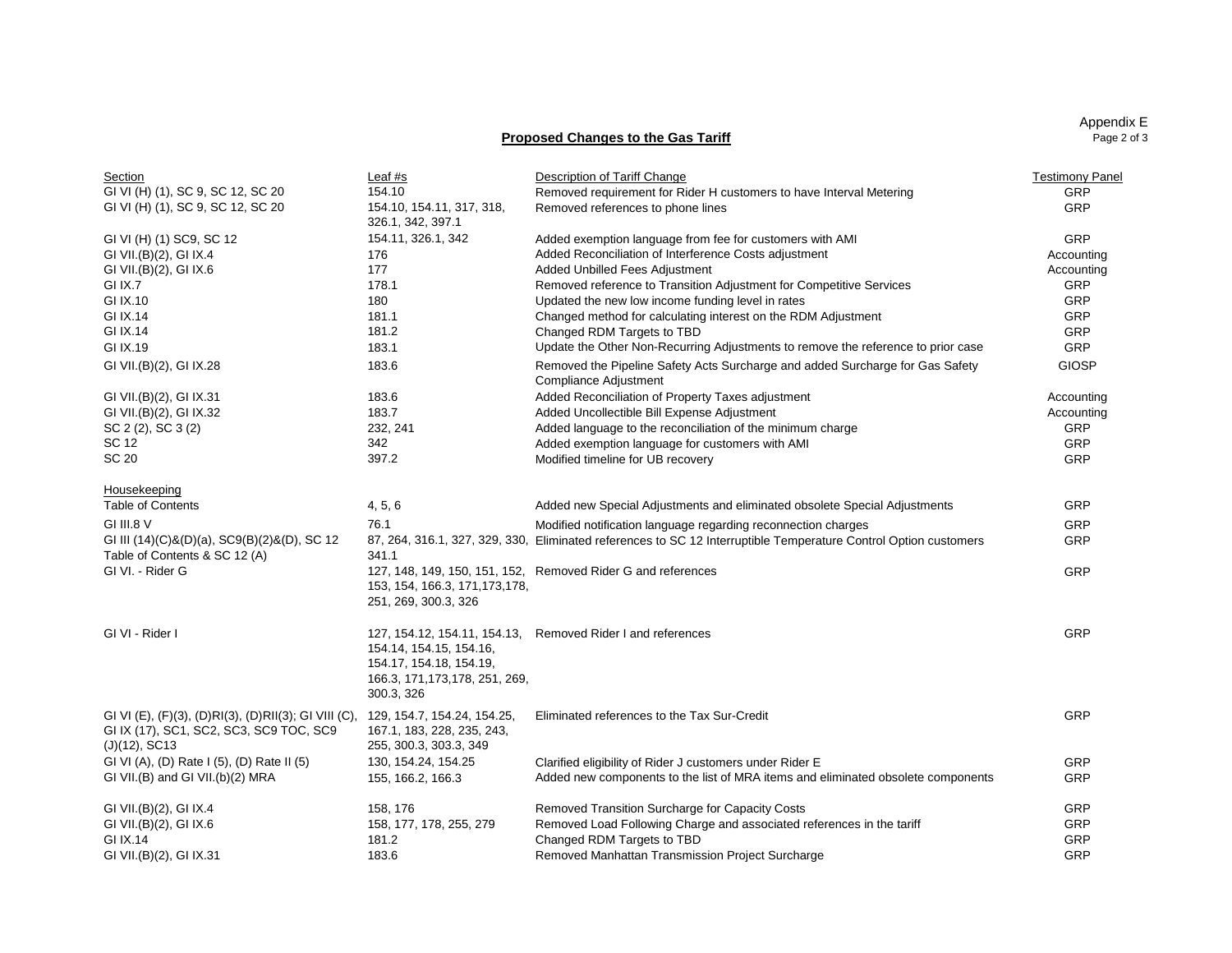Appendix E

## Proposed Changes to the Gas Tariff

| Section | Leaf #s | Description of Tariff Change | Testimony Panel |
|---|---|---|---|
| GI VI (H) (1), SC 9, SC 12, SC 20 | 154.10 | Removed requirement for Rider H customers to have Interval Metering | GRP |
| GI VI (H) (1), SC 9, SC 12, SC 20 | 154.10, 154.11, 317, 318, 326.1, 342, 397.1 | Removed references to phone lines | GRP |
| GI VI (H) (1) SC9, SC 12 | 154.11, 326.1, 342 | Added exemption language from fee for customers with AMI | GRP |
| GI VII.(B)(2), GI IX.4 | 176 | Added Reconciliation of Interference Costs adjustment | Accounting |
| GI VII.(B)(2), GI IX.6 | 177 | Added Unbilled Fees Adjustment | Accounting |
| GI IX.7 | 178.1 | Removed reference to Transition Adjustment for Competitive Services | GRP |
| GI IX.10 | 180 | Updated the new low income funding level in rates | GRP |
| GI IX.14 | 181.1 | Changed method for calculating interest on the RDM Adjustment | GRP |
| GI IX.14 | 181.2 | Changed RDM Targets to TBD | GRP |
| GI IX.19 | 183.1 | Update the Other Non-Recurring Adjustments to remove the reference to prior case | GRP |
| GI VII.(B)(2), GI IX.28 | 183.6 | Removed the Pipeline Safety Acts Surcharge and added Surcharge for Gas Safety Compliance Adjustment | GIOSP |
| GI VII.(B)(2), GI IX.31 | 183.6 | Added Reconciliation of Property Taxes adjustment | Accounting |
| GI VII.(B)(2), GI IX.32 | 183.7 | Added Uncollectible Bill Expense Adjustment | Accounting |
| SC 2 (2), SC 3 (2) | 232, 241 | Added language to the reconciliation of the minimum charge | GRP |
| SC 12 | 342 | Added exemption language for customers with AMI | GRP |
| SC 20 | 397.2 | Modified timeline for UB recovery | GRP |
| Housekeeping | | | |
| Table of Contents | 4, 5, 6 | Added new Special Adjustments and eliminated obsolete Special Adjustments | GRP |
| GI III.8 V | 76.1 | Modified notification language regarding reconnection charges | GRP |
| GI III (14)(C)&(D)(a), SC9(B)(2)&(D), SC 12 Table of Contents & SC 12 (A) | 87, 264, 316.1, 327, 329, 330, 341.1 | Eliminated references to SC 12 Interruptible Temperature Control Option customers | GRP |
| GI VI. - Rider G | 127, 148, 149, 150, 151, 152, 153, 154, 166.3, 171,173,178, 251, 269, 300.3, 326 | Removed Rider G and references | GRP |
| GI VI - Rider I | 127, 154.12, 154.11, 154.13, 154.14, 154.15, 154.16, 154.17, 154.18, 154.19, 166.3, 171,173,178, 251, 269, 300.3, 326 | Removed Rider I and references | GRP |
| GI VI (E), (F)(3), (D)RI(3), (D)RII(3); GI VIII (C), GI IX (17), SC1, SC2, SC3, SC9 TOC, SC9 (J)(12), SC13 | 129, 154.7, 154.24, 154.25, 167.1, 183, 228, 235, 243, 255, 300.3, 303.3, 349 | Eliminated references to the Tax Sur-Credit | GRP |
| GI VI (A), (D) Rate I (5), (D) Rate II (5) | 130, 154.24, 154.25 | Clarified eligibility of Rider J customers under Rider E | GRP |
| GI VII.(B) and GI VII.(b)(2) MRA | 155, 166.2, 166.3 | Added new components to the list of MRA items and eliminated obsolete components | GRP |
| GI VII.(B)(2), GI IX.4 | 158, 176 | Removed Transition Surcharge for Capacity Costs | GRP |
| GI VII.(B)(2), GI IX.6 | 158, 177, 178, 255, 279 | Removed Load Following Charge and associated references in the tariff | GRP |
| GI IX.14 | 181.2 | Changed RDM Targets to TBD | GRP |
| GI VII.(B)(2), GI IX.31 | 183.6 | Removed Manhattan Transmission Project Surcharge | GRP |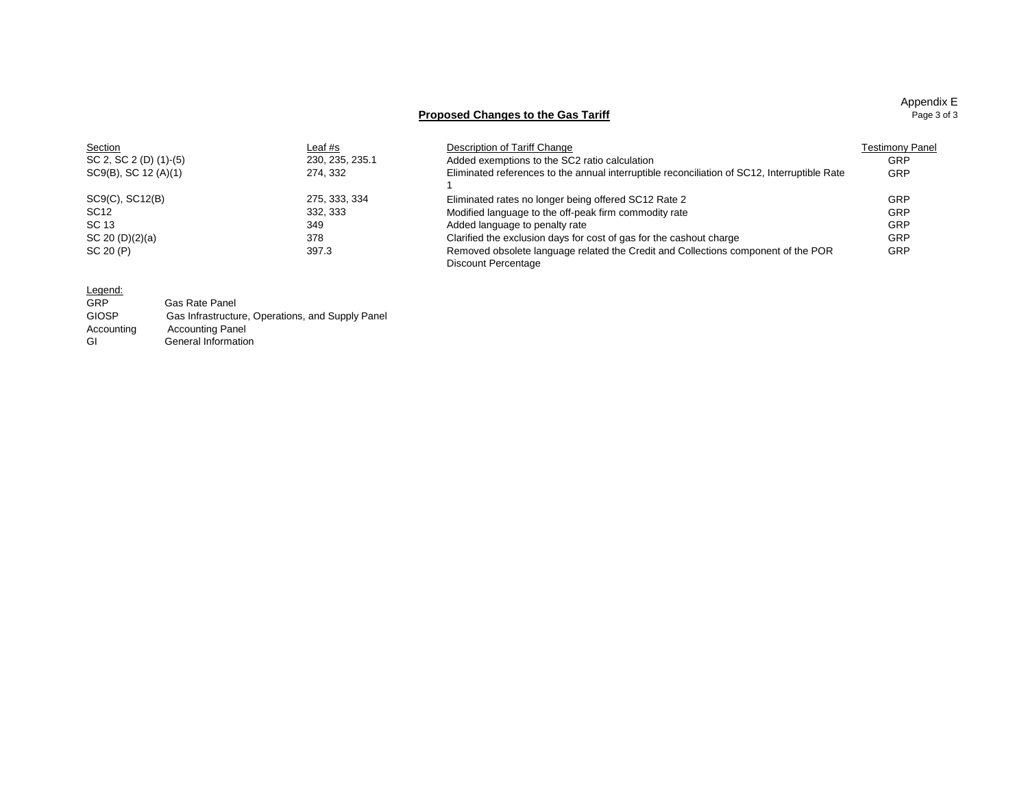Appendix E

## Proposed Changes to the Gas Tariff

| Section | Leaf #s | Description of Tariff Change | Testimony Panel |
|---|---|---|---|
| SC 2, SC 2 (D) (1)-(5) | 230, 235, 235.1 | Added exemptions to the SC2 ratio calculation | GRP |
| SC9(B), SC 12 (A)(1) | 274, 332 | Eliminated references to the annual interruptible reconciliation of SC12, Interruptible Rate 1 | GRP |
| SC9(C), SC12(B) | 275, 333, 334 | Eliminated rates no longer being offered SC12 Rate 2 | GRP |
| SC12 | 332, 333 | Modified language to the off-peak firm commodity rate | GRP |
| SC 13 | 349 | Added language to penalty rate | GRP |
| SC 20 (D)(2)(a) | 378 | Clarified the exclusion days for cost of gas for the cashout charge | GRP |
| SC 20 (P) | 397.3 | Removed obsolete language related the Credit and Collections component of the POR Discount Percentage | GRP |

Legend:

| | |
|---|---|
| GRP | Gas Rate Panel |
| GIOSP | Gas Infrastructure, Operations, and Supply Panel |
| Accounting | Accounting Panel |
| GI | General Information |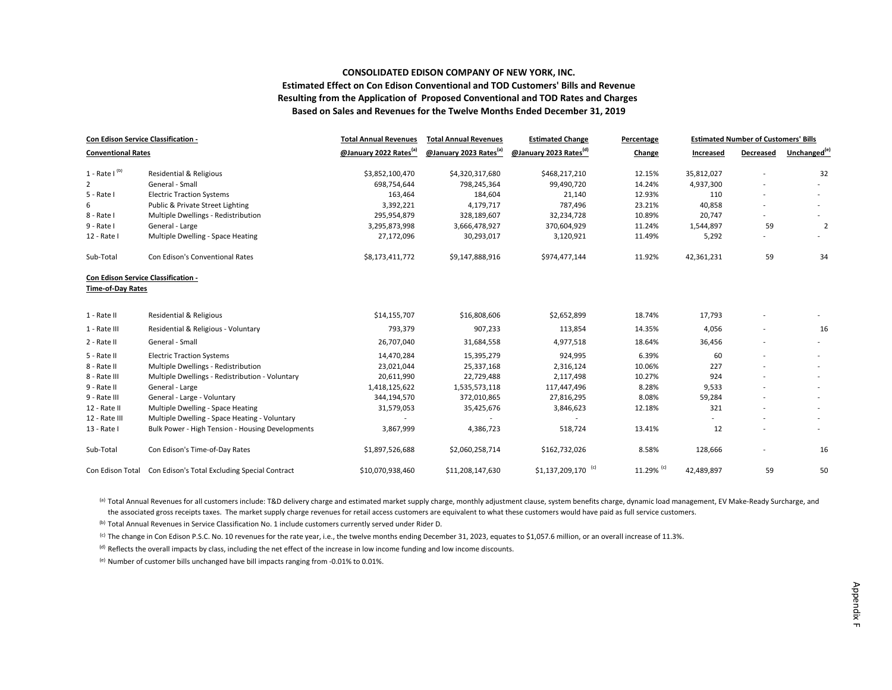**CONSOLIDATED EDISON COMPANY OF NEW YORK, INC.**
**Estimated Effect on Con Edison Conventional and TOD Customers' Bills and Revenue**
**Resulting from the Application of Proposed Conventional and TOD Rates and Charges**
**Based on Sales and Revenues for the Twelve Months Ended December 31, 2019**

| Con Edison Service Classification - Conventional Rates | | Total Annual Revenues @January 2022 Rates[a] | Total Annual Revenues @January 2023 Rates[a] | Estimated Change @January 2023 Rates[d] | Percentage Change | Estimated Number of Customers' Bills Increased | Decreased | Unchanged[e] |
|---|---|---|---|---|---|---|---|---|
| 1 - Rate I [b] | Residential & Religious | $3,852,100,470 | $4,320,317,680 | $468,217,210 | 12.15% | 35,812,027 | - | 32 |
| 2 | General - Small | 698,754,644 | 798,245,364 | 99,490,720 | 14.24% | 4,937,300 | - | - |
| 5 - Rate I | Electric Traction Systems | 163,464 | 184,604 | 21,140 | 12.93% | 110 | - | - |
| 6 | Public & Private Street Lighting | 3,392,221 | 4,179,717 | 787,496 | 23.21% | 40,858 | - | - |
| 8 - Rate I | Multiple Dwellings - Redistribution | 295,954,879 | 328,189,607 | 32,234,728 | 10.89% | 20,747 | - | - |
| 9 - Rate I | General - Large | 3,295,873,998 | 3,666,478,927 | 370,604,929 | 11.24% | 1,544,897 | 59 | 2 |
| 12 - Rate I | Multiple Dwelling - Space Heating | 27,172,096 | 30,293,017 | 3,120,921 | 11.49% | 5,292 | - | - |
| Sub-Total | Con Edison's Conventional Rates | $8,173,411,772 | $9,147,888,916 | $974,477,144 | 11.92% | 42,361,231 | 59 | 34 |
| **Con Edison Service Classification - Time-of-Day Rates** | | | | | | | | |
| 1 - Rate II | Residential & Religious | $14,155,707 | $16,808,606 | $2,652,899 | 18.74% | 17,793 | - | - |
| 1 - Rate III | Residential & Religious - Voluntary | 793,379 | 907,233 | 113,854 | 14.35% | 4,056 | - | 16 |
| 2 - Rate II | General - Small | 26,707,040 | 31,684,558 | 4,977,518 | 18.64% | 36,456 | - | - |
| 5 - Rate II | Electric Traction Systems | 14,470,284 | 15,395,279 | 924,995 | 6.39% | 60 | - | - |
| 8 - Rate II | Multiple Dwellings - Redistribution | 23,021,044 | 25,337,168 | 2,316,124 | 10.06% | 227 | - | - |
| 8 - Rate III | Multiple Dwellings - Redistribution - Voluntary | 20,611,990 | 22,729,488 | 2,117,498 | 10.27% | 924 | - | - |
| 9 - Rate II | General - Large | 1,418,125,622 | 1,535,573,118 | 117,447,496 | 8.28% | 9,533 | - | - |
| 9 - Rate III | General - Large - Voluntary | 344,194,570 | 372,010,865 | 27,816,295 | 8.08% | 59,284 | - | - |
| 12 - Rate II | Multiple Dwelling - Space Heating | 31,579,053 | 35,425,676 | 3,846,623 | 12.18% | 321 | - | - |
| 12 - Rate III | Multiple Dwelling - Space Heating - Voluntary | - | - | - | | - | - | - |
| 13 - Rate I | Bulk Power - High Tension - Housing Developments | 3,867,999 | 4,386,723 | 518,724 | 13.41% | 12 | - | - |
| Sub-Total | Con Edison's Time-of-Day Rates | $1,897,526,688 | $2,060,258,714 | $162,732,026 | 8.58% | 128,666 | - | 16 |
| Con Edison Total | Con Edison's Total Excluding Special Contract | $10,070,938,460 | $11,208,147,630 | $1,137,209,170 [c] | 11.29% [c] | 42,489,897 | 59 | 50 |

[a] Total Annual Revenues for all customers include: T&D delivery charge and estimated market supply charge, monthly adjustment clause, system benefits charge, dynamic load management, EV Make-Ready Surcharge, and the associated gross receipts taxes. The market supply charge revenues for retail access customers are equivalent to what these customers would have paid as full service customers.

[b] Total Annual Revenues in Service Classification No. 1 include customers currently served under Rider D.

[c] The change in Con Edison P.S.C. No. 10 revenues for the rate year, i.e., the twelve months ending December 31, 2023, equates to $1,057.6 million, or an overall increase of 11.3%.

[d] Reflects the overall impacts by class, including the net effect of the increase in low income funding and low income discounts.

[e] Number of customer bills unchanged have bill impacts ranging from -0.01% to 0.01%.

Appendix F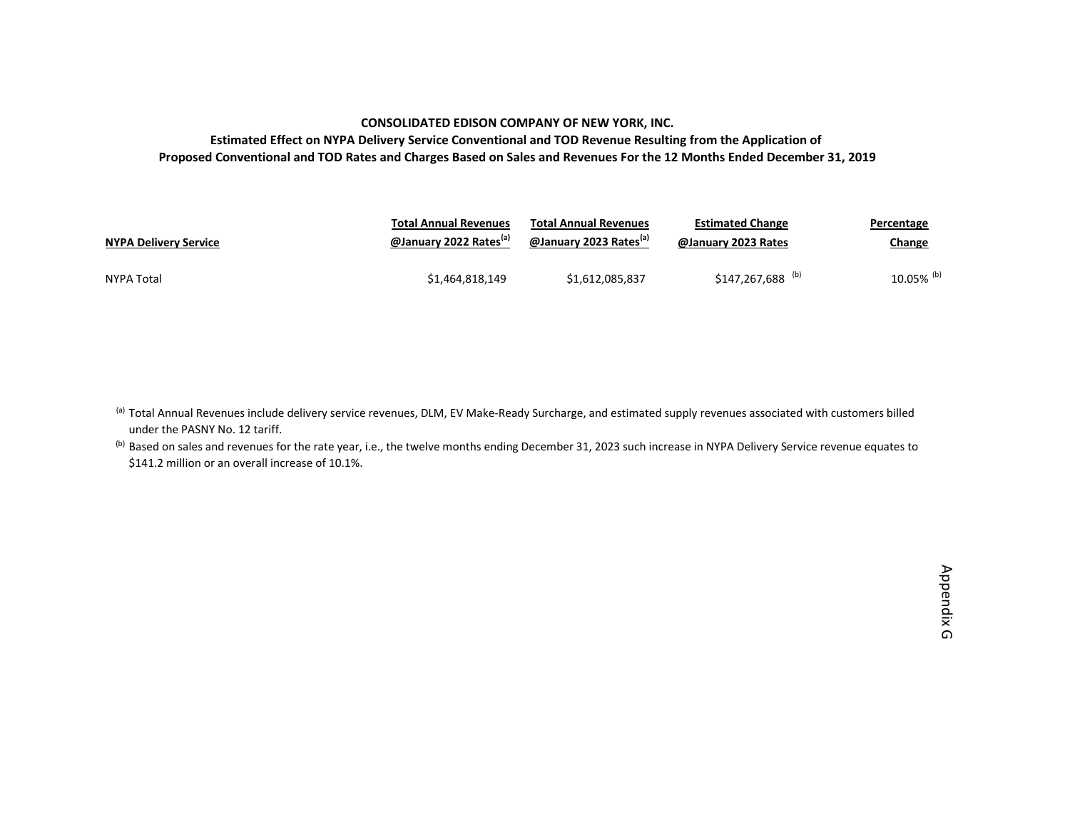**CONSOLIDATED EDISON COMPANY OF NEW YORK, INC.**

**Estimated Effect on NYPA Delivery Service Conventional and TOD Revenue Resulting from the Application of Proposed Conventional and TOD Rates and Charges Based on Sales and Revenues For the 12 Months Ended December 31, 2019**

| NYPA Delivery Service | Total Annual Revenues @January 2022 Rates[a] | Total Annual Revenues @January 2023 Rates[a] | Estimated Change @January 2023 Rates | Percentage Change |
|---|---|---|---|---|
| NYPA Total | $1,464,818,149 | $1,612,085,837 | $147,267,688 [b] | 10.05% [b] |

[a] Total Annual Revenues include delivery service revenues, DLM, EV Make-Ready Surcharge, and estimated supply revenues associated with customers billed under the PASNY No. 12 tariff.

[b] Based on sales and revenues for the rate year, i.e., the twelve months ending December 31, 2023 such increase in NYPA Delivery Service revenue equates to $141.2 million or an overall increase of 10.1%.

Appendix G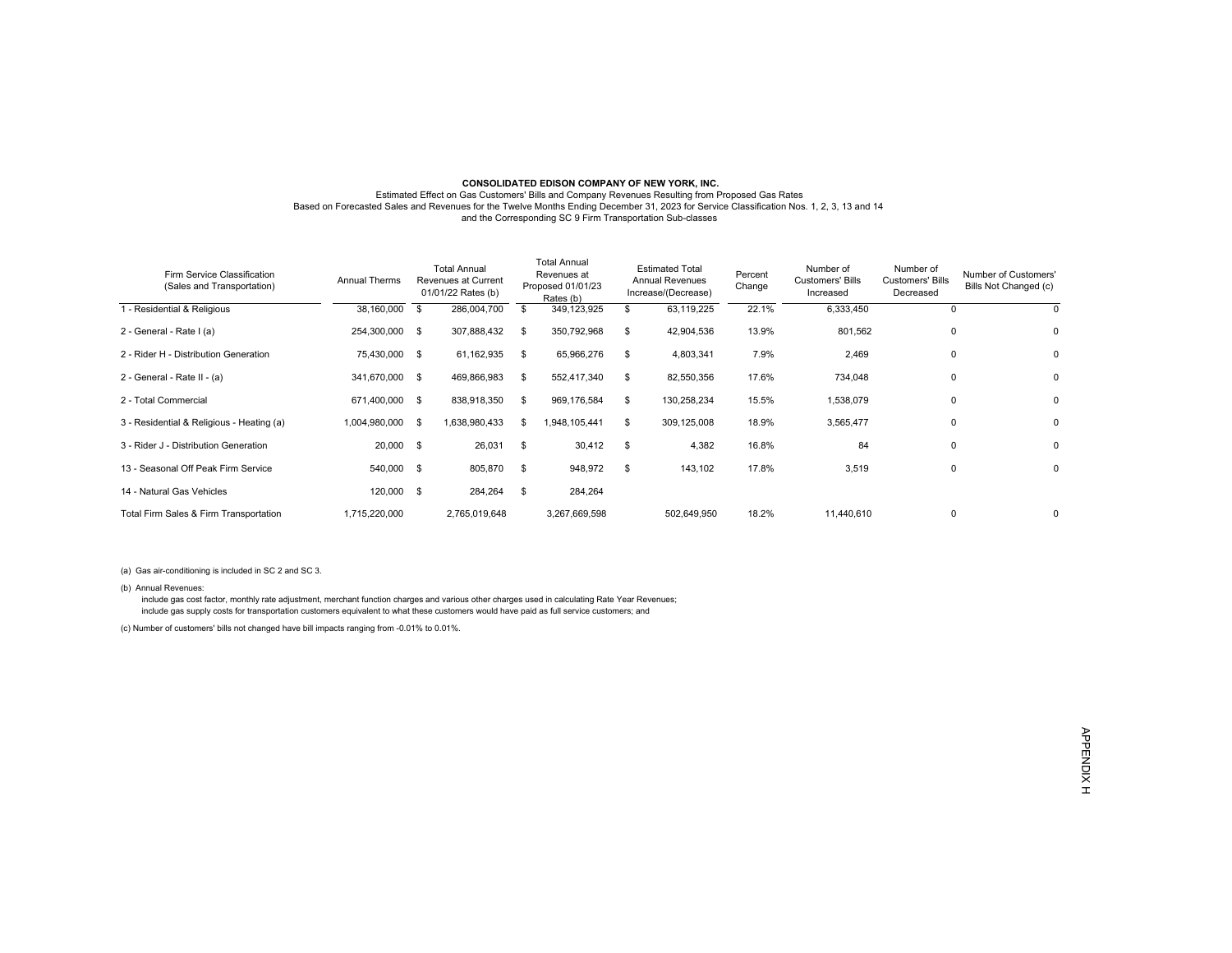**CONSOLIDATED EDISON COMPANY OF NEW YORK, INC.**

Estimated Effect on Gas Customers' Bills and Company Revenues Resulting from Proposed Gas Rates
Based on Forecasted Sales and Revenues for the Twelve Months Ending December 31, 2023 for Service Classification Nos. 1, 2, 3, 13 and 14
and the Corresponding SC 9 Firm Transportation Sub-classes

| Firm Service Classification (Sales and Transportation) | Annual Therms | Total Annual Revenues at Current 01/01/22 Rates (b) | Total Annual Revenues at Proposed 01/01/23 Rates (b) | Estimated Total Annual Revenues Increase/(Decrease) | Percent Change | Number of Customers' Bills Increased | Number of Customers' Bills Decreased | Number of Customers' Bills Not Changed (c) |
|---|---|---|---|---|---|---|---|---|
| 1 - Residential & Religious | 38,160,000 | $ 286,004,700 | $ 349,123,925 | $ 63,119,225 | 22.1% | 6,333,450 | 0 | 0 |
| 2 - General - Rate I (a) | 254,300,000 | $ 307,888,432 | $ 350,792,968 | $ 42,904,536 | 13.9% | 801,562 | 0 | 0 |
| 2 - Rider H - Distribution Generation | 75,430,000 | $ 61,162,935 | $ 65,966,276 | $ 4,803,341 | 7.9% | 2,469 | 0 | 0 |
| 2 - General - Rate II - (a) | 341,670,000 | $ 469,866,983 | $ 552,417,340 | $ 82,550,356 | 17.6% | 734,048 | 0 | 0 |
| 2 - Total Commercial | 671,400,000 | $ 838,918,350 | $ 969,176,584 | $ 130,258,234 | 15.5% | 1,538,079 | 0 | 0 |
| 3 - Residential & Religious - Heating (a) | 1,004,980,000 | $ 1,638,980,433 | $ 1,948,105,441 | $ 309,125,008 | 18.9% | 3,565,477 | 0 | 0 |
| 3 - Rider J - Distribution Generation | 20,000 | $ 26,031 | $ 30,412 | $ 4,382 | 16.8% | 84 | 0 | 0 |
| 13 - Seasonal Off Peak Firm Service | 540,000 | $ 805,870 | $ 948,972 | $ 143,102 | 17.8% | 3,519 | 0 | 0 |
| 14 - Natural Gas Vehicles | 120,000 | $ 284,264 | $ 284,264 | | | | | |
| Total Firm Sales & Firm Transportation | 1,715,220,000 | 2,765,019,648 | 3,267,669,598 | 502,649,950 | 18.2% | 11,440,610 | 0 | 0 |

(a) Gas air-conditioning is included in SC 2 and SC 3.

(b) Annual Revenues:
include gas cost factor, monthly rate adjustment, merchant function charges and various other charges used in calculating Rate Year Revenues;
include gas supply costs for transportation customers equivalent to what these customers would have paid as full service customers; and

(c) Number of customers' bills not changed have bill impacts ranging from -0.01% to 0.01%.

APPENDIX H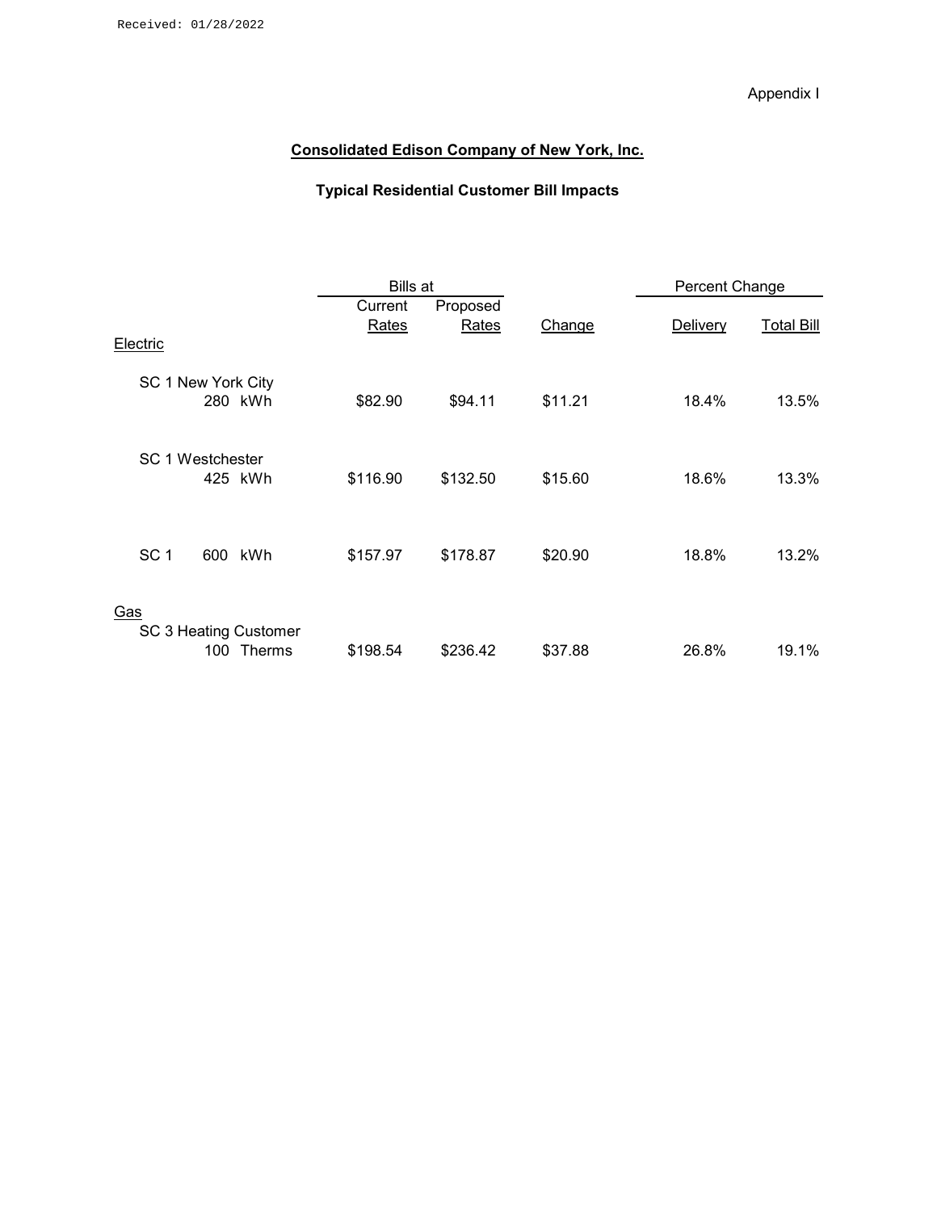Received: 01/28/2022

Appendix I

# Consolidated Edison Company of New York, Inc.

## Typical Residential Customer Bill Impacts

| | Bills at | | | Percent Change | |
|---|---|---|---|---|---|
| | Current Rates | Proposed Rates | Change | Delivery | Total Bill |
| Electric | | | | | |
| SC 1 New York City 280 kWh | $82.90 | $94.11 | $11.21 | 18.4% | 13.5% |
| SC 1 Westchester 425 kWh | $116.90 | $132.50 | $15.60 | 18.6% | 13.3% |
| SC 1 600 kWh | $157.97 | $178.87 | $20.90 | 18.8% | 13.2% |
| Gas | | | | | |
| SC 3 Heating Customer 100 Therms | $198.54 | $236.42 | $37.88 | 26.8% | 19.1% |